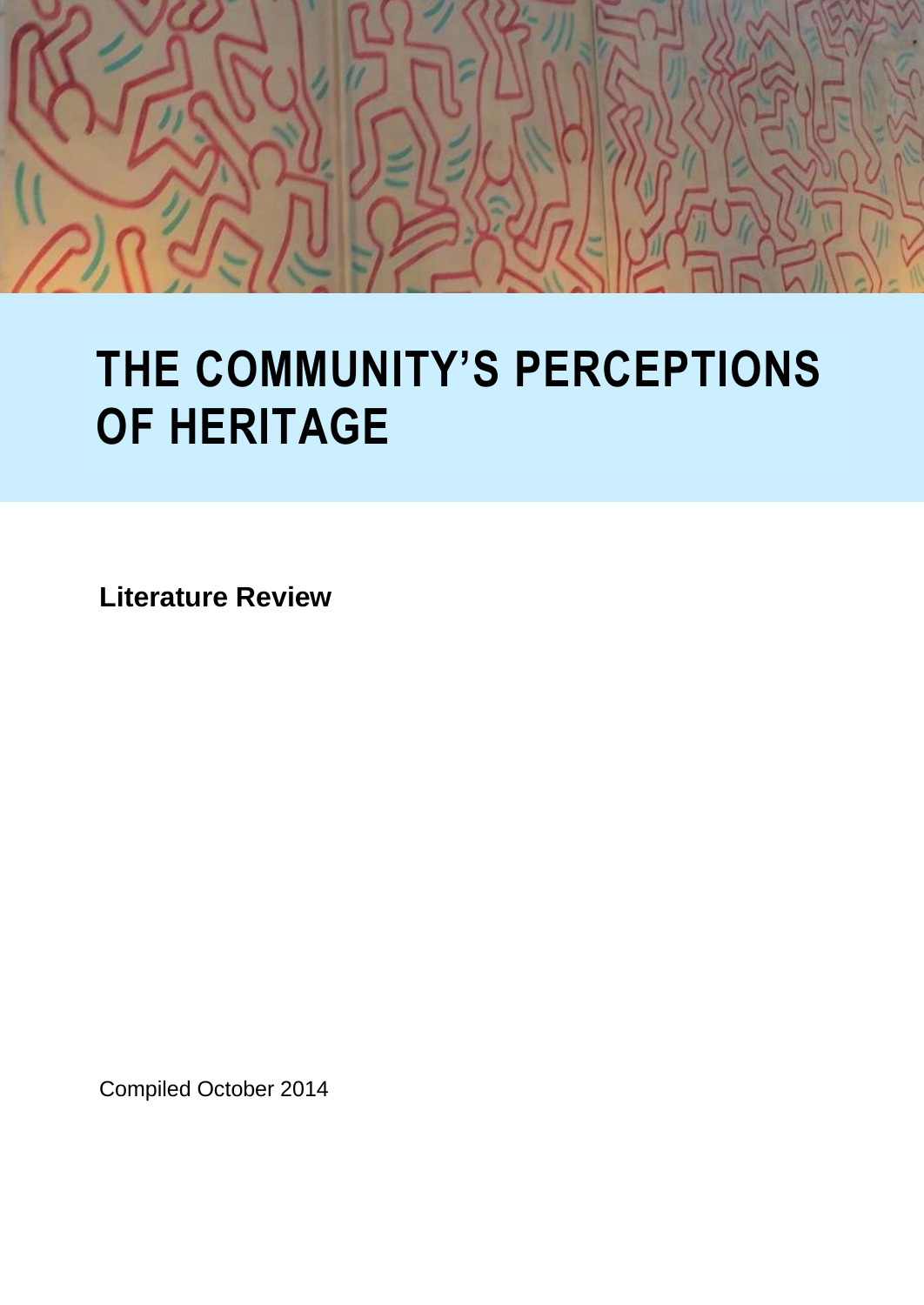# THE COMMUNITY'S PERCEPTIONS OF HERITAGE

**Literature Review**

Compiled October 2014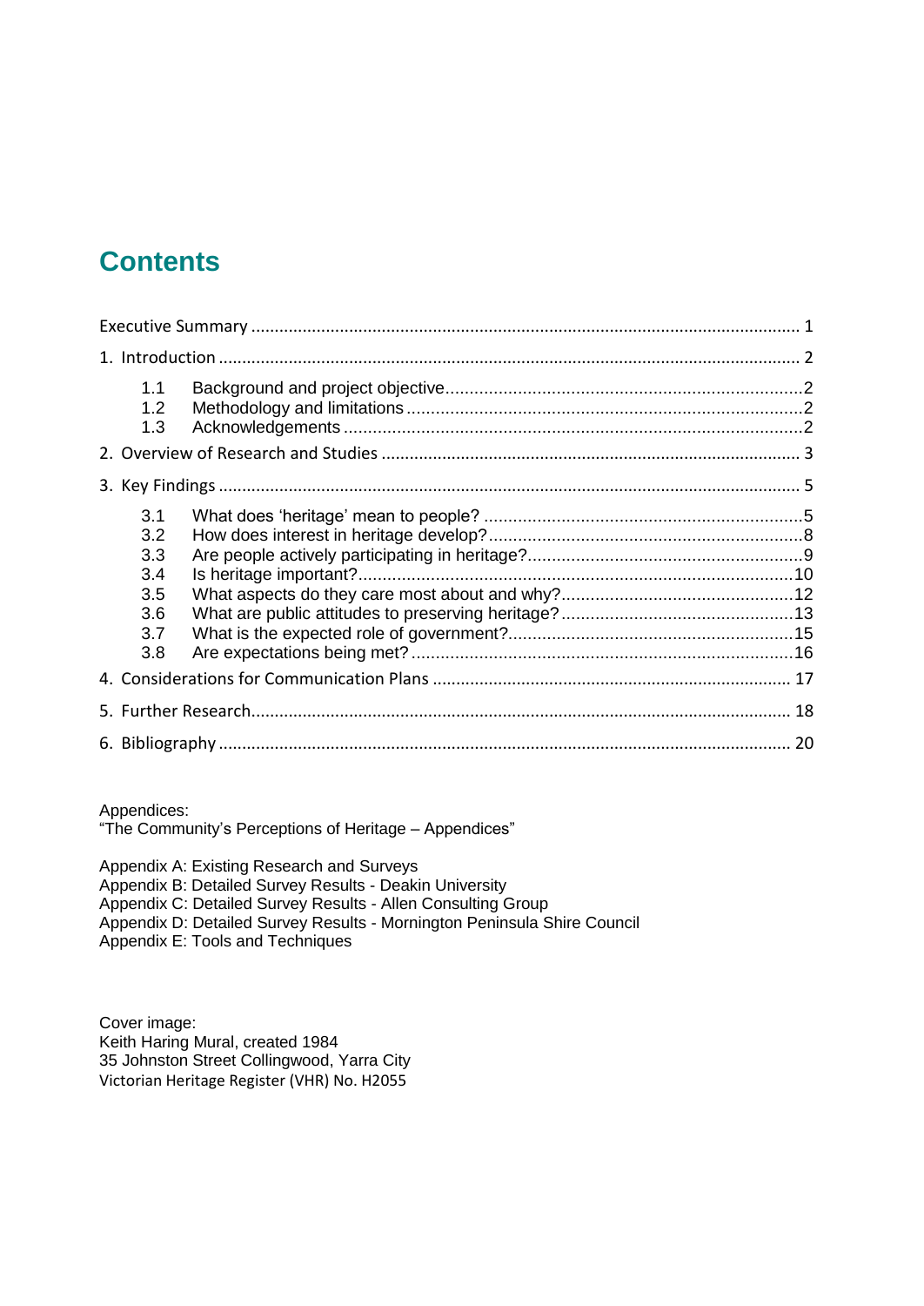# Contents

| | | |
|---|---|---|
| Executive Summary | | 1 |
| 1. Introduction | | 2 |
| 1.1 | Background and project objective | 2 |
| 1.2 | Methodology and limitations | 2 |
| 1.3 | Acknowledgements | 2 |
| 2. Overview of Research and Studies | | 3 |
| 3. Key Findings | | 5 |
| 3.1 | What does 'heritage' mean to people? | 5 |
| 3.2 | How does interest in heritage develop? | 8 |
| 3.3 | Are people actively participating in heritage? | 9 |
| 3.4 | Is heritage important? | 10 |
| 3.5 | What aspects do they care most about and why? | 12 |
| 3.6 | What are public attitudes to preserving heritage? | 13 |
| 3.7 | What is the expected role of government? | 15 |
| 3.8 | Are expectations being met? | 16 |
| 4. Considerations for Communication Plans | | 17 |
| 5. Further Research | | 18 |
| 6. Bibliography | | 20 |

Appendices:
"The Community's Perceptions of Heritage – Appendices"

Appendix A: Existing Research and Surveys
Appendix B: Detailed Survey Results - Deakin University
Appendix C: Detailed Survey Results - Allen Consulting Group
Appendix D: Detailed Survey Results - Mornington Peninsula Shire Council
Appendix E: Tools and Techniques

Cover image:
Keith Haring Mural, created 1984
35 Johnston Street Collingwood, Yarra City
Victorian Heritage Register (VHR) No. H2055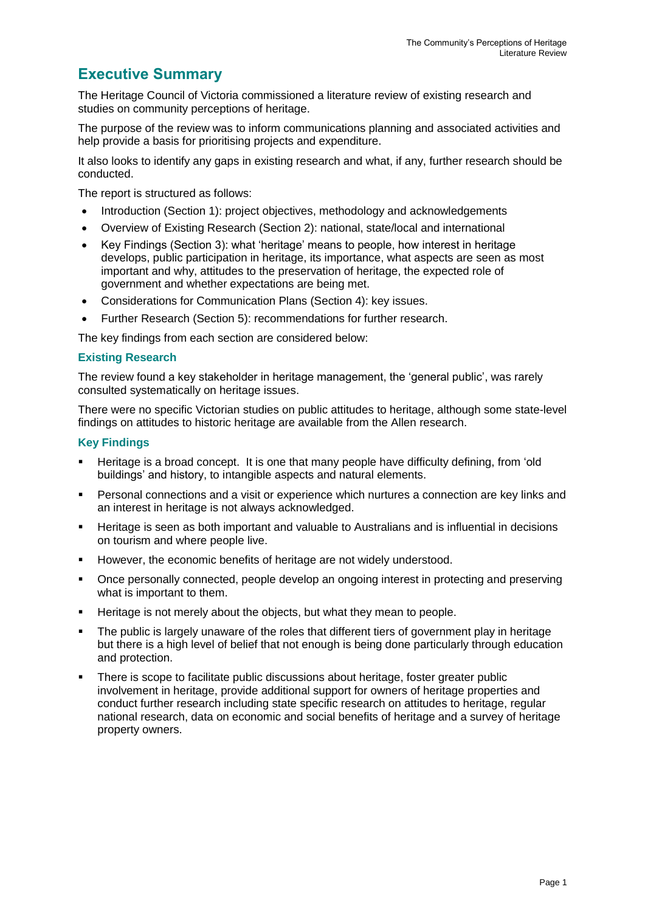# Executive Summary

The Heritage Council of Victoria commissioned a literature review of existing research and studies on community perceptions of heritage.

The purpose of the review was to inform communications planning and associated activities and help provide a basis for prioritising projects and expenditure.

It also looks to identify any gaps in existing research and what, if any, further research should be conducted.

The report is structured as follows:

- Introduction (Section 1): project objectives, methodology and acknowledgements
- Overview of Existing Research (Section 2): national, state/local and international
- Key Findings (Section 3): what 'heritage' means to people, how interest in heritage develops, public participation in heritage, its importance, what aspects are seen as most important and why, attitudes to the preservation of heritage, the expected role of government and whether expectations are being met.
- Considerations for Communication Plans (Section 4): key issues.
- Further Research (Section 5): recommendations for further research.

The key findings from each section are considered below:

### Existing Research

The review found a key stakeholder in heritage management, the 'general public', was rarely consulted systematically on heritage issues.

There were no specific Victorian studies on public attitudes to heritage, although some state-level findings on attitudes to historic heritage are available from the Allen research.

### Key Findings

- Heritage is a broad concept. It is one that many people have difficulty defining, from 'old buildings' and history, to intangible aspects and natural elements.
- Personal connections and a visit or experience which nurtures a connection are key links and an interest in heritage is not always acknowledged.
- Heritage is seen as both important and valuable to Australians and is influential in decisions on tourism and where people live.
- However, the economic benefits of heritage are not widely understood.
- Once personally connected, people develop an ongoing interest in protecting and preserving what is important to them.
- Heritage is not merely about the objects, but what they mean to people.
- The public is largely unaware of the roles that different tiers of government play in heritage but there is a high level of belief that not enough is being done particularly through education and protection.
- There is scope to facilitate public discussions about heritage, foster greater public involvement in heritage, provide additional support for owners of heritage properties and conduct further research including state specific research on attitudes to heritage, regular national research, data on economic and social benefits of heritage and a survey of heritage property owners.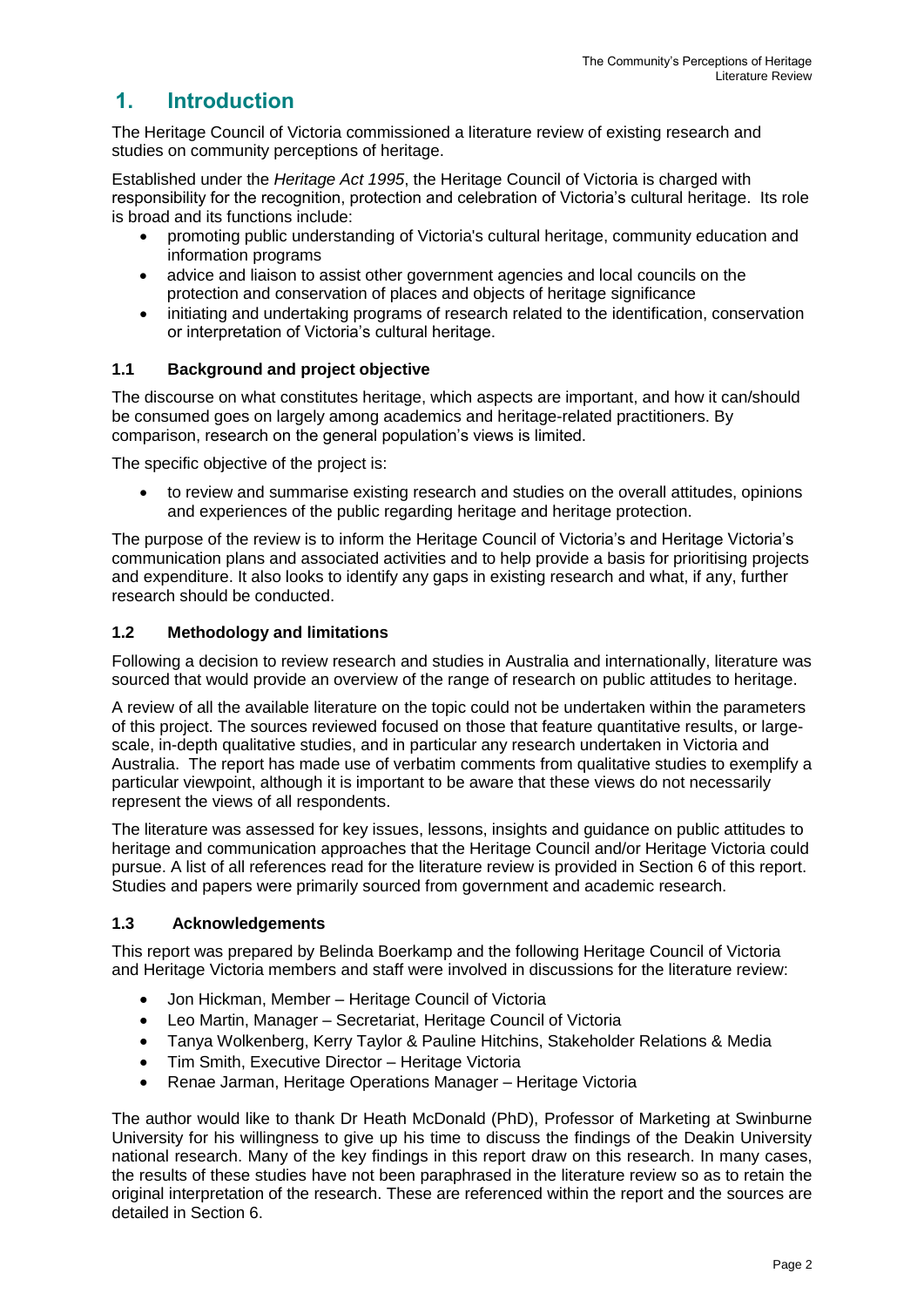# 1. Introduction

The Heritage Council of Victoria commissioned a literature review of existing research and studies on community perceptions of heritage.

Established under the *Heritage Act 1995*, the Heritage Council of Victoria is charged with responsibility for the recognition, protection and celebration of Victoria's cultural heritage. Its role is broad and its functions include:

- promoting public understanding of Victoria's cultural heritage, community education and information programs
- advice and liaison to assist other government agencies and local councils on the protection and conservation of places and objects of heritage significance
- initiating and undertaking programs of research related to the identification, conservation or interpretation of Victoria's cultural heritage.

## 1.1 Background and project objective

The discourse on what constitutes heritage, which aspects are important, and how it can/should be consumed goes on largely among academics and heritage-related practitioners. By comparison, research on the general population's views is limited.

The specific objective of the project is:

- to review and summarise existing research and studies on the overall attitudes, opinions and experiences of the public regarding heritage and heritage protection.

The purpose of the review is to inform the Heritage Council of Victoria's and Heritage Victoria's communication plans and associated activities and to help provide a basis for prioritising projects and expenditure. It also looks to identify any gaps in existing research and what, if any, further research should be conducted.

## 1.2 Methodology and limitations

Following a decision to review research and studies in Australia and internationally, literature was sourced that would provide an overview of the range of research on public attitudes to heritage.

A review of all the available literature on the topic could not be undertaken within the parameters of this project. The sources reviewed focused on those that feature quantitative results, or large-scale, in-depth qualitative studies, and in particular any research undertaken in Victoria and Australia. The report has made use of verbatim comments from qualitative studies to exemplify a particular viewpoint, although it is important to be aware that these views do not necessarily represent the views of all respondents.

The literature was assessed for key issues, lessons, insights and guidance on public attitudes to heritage and communication approaches that the Heritage Council and/or Heritage Victoria could pursue. A list of all references read for the literature review is provided in Section 6 of this report. Studies and papers were primarily sourced from government and academic research.

## 1.3 Acknowledgements

This report was prepared by Belinda Boerkamp and the following Heritage Council of Victoria and Heritage Victoria members and staff were involved in discussions for the literature review:

- Jon Hickman, Member – Heritage Council of Victoria
- Leo Martin, Manager – Secretariat, Heritage Council of Victoria
- Tanya Wolkenberg, Kerry Taylor & Pauline Hitchins, Stakeholder Relations & Media
- Tim Smith, Executive Director – Heritage Victoria
- Renae Jarman, Heritage Operations Manager – Heritage Victoria

The author would like to thank Dr Heath McDonald (PhD), Professor of Marketing at Swinburne University for his willingness to give up his time to discuss the findings of the Deakin University national research. Many of the key findings in this report draw on this research. In many cases, the results of these studies have not been paraphrased in the literature review so as to retain the original interpretation of the research. These are referenced within the report and the sources are detailed in Section 6.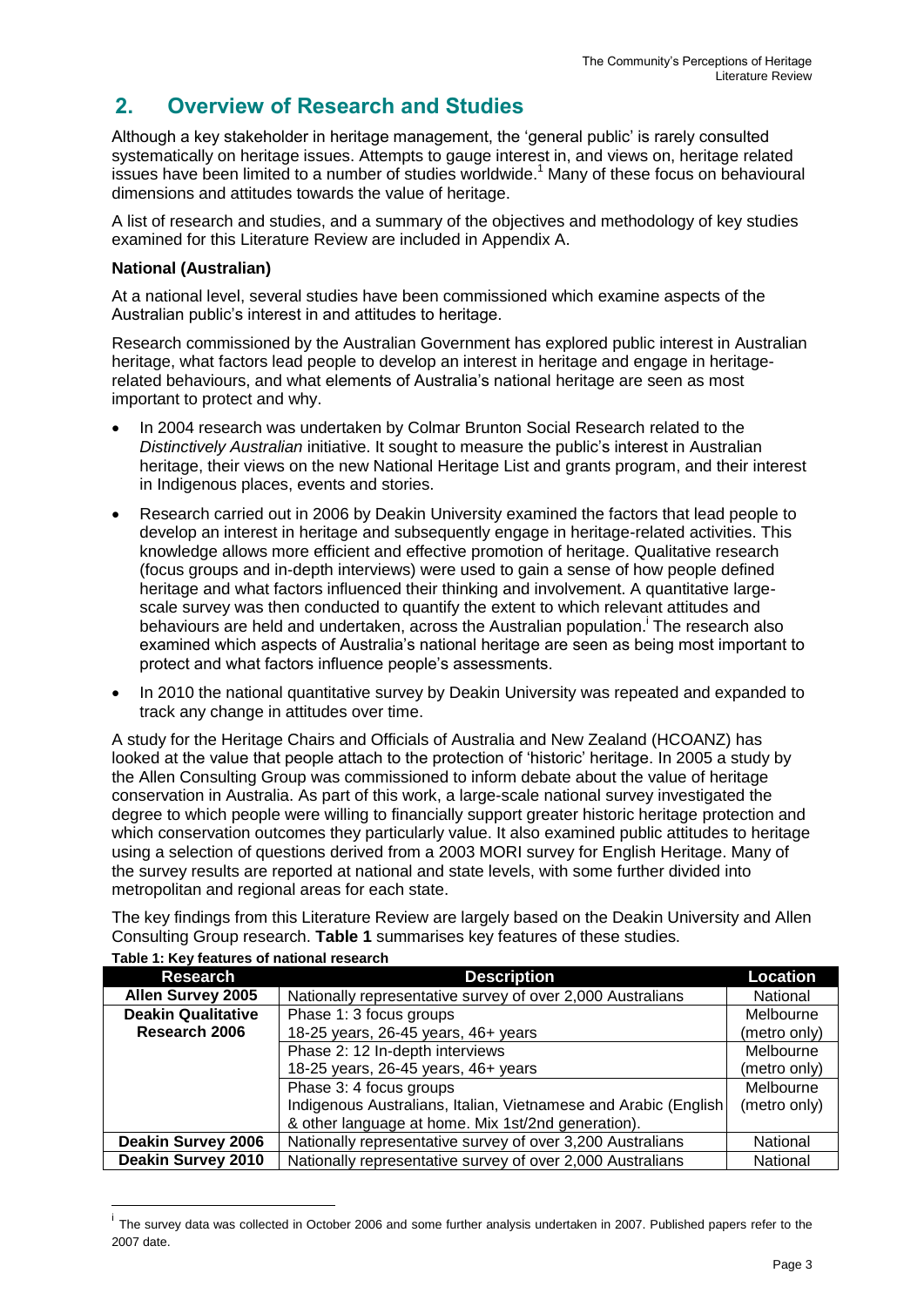## 2. Overview of Research and Studies

Although a key stakeholder in heritage management, the 'general public' is rarely consulted systematically on heritage issues. Attempts to gauge interest in, and views on, heritage related issues have been limited to a number of studies worldwide.[1] Many of these focus on behavioural dimensions and attitudes towards the value of heritage.

A list of research and studies, and a summary of the objectives and methodology of key studies examined for this Literature Review are included in Appendix A.

**National (Australian)**

At a national level, several studies have been commissioned which examine aspects of the Australian public's interest in and attitudes to heritage.

Research commissioned by the Australian Government has explored public interest in Australian heritage, what factors lead people to develop an interest in heritage and engage in heritage-related behaviours, and what elements of Australia's national heritage are seen as most important to protect and why.

- In 2004 research was undertaken by Colmar Brunton Social Research related to the *Distinctively Australian* initiative. It sought to measure the public's interest in Australian heritage, their views on the new National Heritage List and grants program, and their interest in Indigenous places, events and stories.
- Research carried out in 2006 by Deakin University examined the factors that lead people to develop an interest in heritage and subsequently engage in heritage-related activities. This knowledge allows more efficient and effective promotion of heritage. Qualitative research (focus groups and in-depth interviews) were used to gain a sense of how people defined heritage and what factors influenced their thinking and involvement. A quantitative large-scale survey was then conducted to quantify the extent to which relevant attitudes and behaviours are held and undertaken, across the Australian population.[i] The research also examined which aspects of Australia's national heritage are seen as being most important to protect and what factors influence people's assessments.
- In 2010 the national quantitative survey by Deakin University was repeated and expanded to track any change in attitudes over time.

A study for the Heritage Chairs and Officials of Australia and New Zealand (HCOANZ) has looked at the value that people attach to the protection of 'historic' heritage. In 2005 a study by the Allen Consulting Group was commissioned to inform debate about the value of heritage conservation in Australia. As part of this work, a large-scale national survey investigated the degree to which people were willing to financially support greater historic heritage protection and which conservation outcomes they particularly value. It also examined public attitudes to heritage using a selection of questions derived from a 2003 MORI survey for English Heritage. Many of the survey results are reported at national and state levels, with some further divided into metropolitan and regional areas for each state.

The key findings from this Literature Review are largely based on the Deakin University and Allen Consulting Group research. **Table 1** summarises key features of these studies.

**Table 1: Key features of national research**

| Research | Description | Location |
|---|---|---|
| **Allen Survey 2005** | Nationally representative survey of over 2,000 Australians | National |
| **Deakin Qualitative Research 2006** | Phase 1: 3 focus groups<br>18-25 years, 26-45 years, 46+ years | Melbourne (metro only) |
| | Phase 2: 12 In-depth interviews<br>18-25 years, 26-45 years, 46+ years | Melbourne (metro only) |
| | Phase 3: 4 focus groups<br>Indigenous Australians, Italian, Vietnamese and Arabic (English & other language at home. Mix 1st/2nd generation). | Melbourne (metro only) |
| **Deakin Survey 2006** | Nationally representative survey of over 3,200 Australians | National |
| **Deakin Survey 2010** | Nationally representative survey of over 2,000 Australians | National |

[i] The survey data was collected in October 2006 and some further analysis undertaken in 2007. Published papers refer to the 2007 date.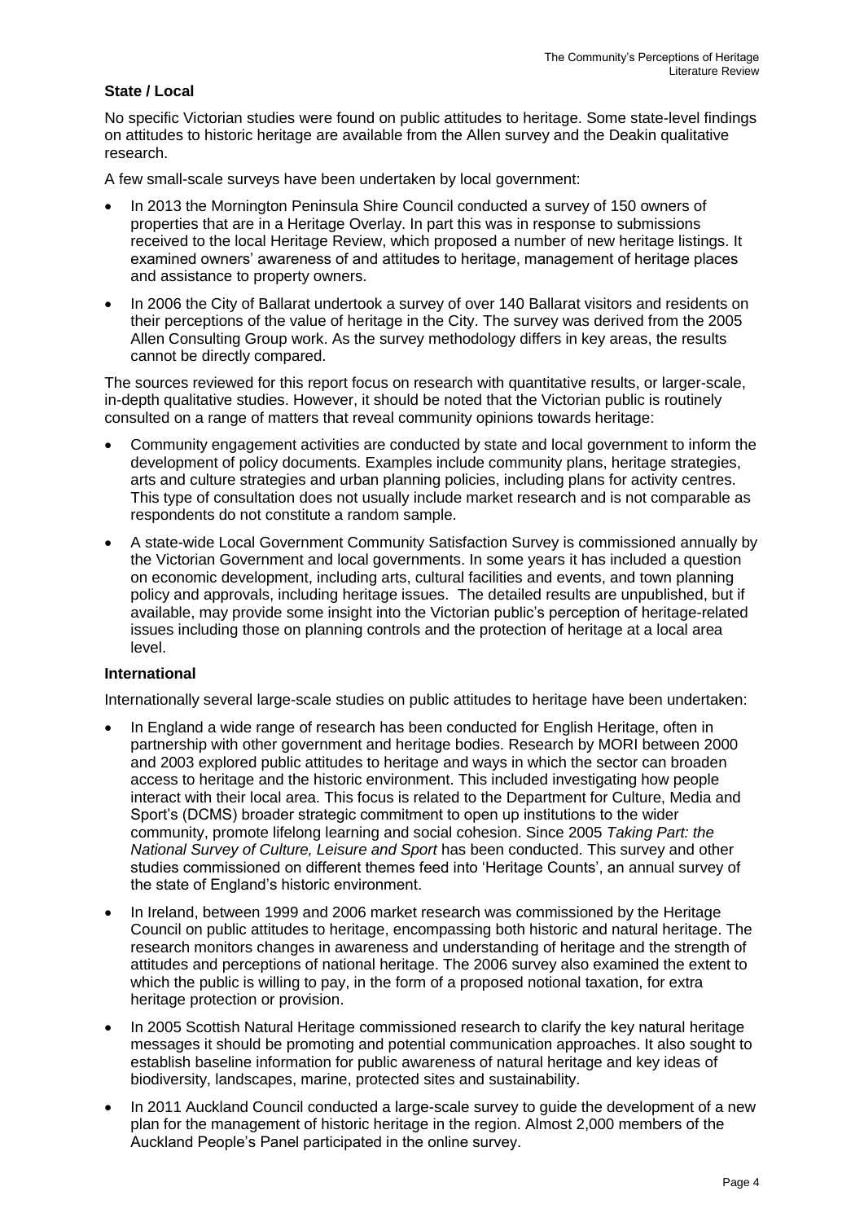**State / Local**

No specific Victorian studies were found on public attitudes to heritage. Some state-level findings on attitudes to historic heritage are available from the Allen survey and the Deakin qualitative research.

A few small-scale surveys have been undertaken by local government:

- In 2013 the Mornington Peninsula Shire Council conducted a survey of 150 owners of properties that are in a Heritage Overlay. In part this was in response to submissions received to the local Heritage Review, which proposed a number of new heritage listings. It examined owners' awareness of and attitudes to heritage, management of heritage places and assistance to property owners.
- In 2006 the City of Ballarat undertook a survey of over 140 Ballarat visitors and residents on their perceptions of the value of heritage in the City. The survey was derived from the 2005 Allen Consulting Group work. As the survey methodology differs in key areas, the results cannot be directly compared.

The sources reviewed for this report focus on research with quantitative results, or larger-scale, in-depth qualitative studies. However, it should be noted that the Victorian public is routinely consulted on a range of matters that reveal community opinions towards heritage:

- Community engagement activities are conducted by state and local government to inform the development of policy documents. Examples include community plans, heritage strategies, arts and culture strategies and urban planning policies, including plans for activity centres. This type of consultation does not usually include market research and is not comparable as respondents do not constitute a random sample.
- A state-wide Local Government Community Satisfaction Survey is commissioned annually by the Victorian Government and local governments. In some years it has included a question on economic development, including arts, cultural facilities and events, and town planning policy and approvals, including heritage issues. The detailed results are unpublished, but if available, may provide some insight into the Victorian public's perception of heritage-related issues including those on planning controls and the protection of heritage at a local area level.

**International**

Internationally several large-scale studies on public attitudes to heritage have been undertaken:

- In England a wide range of research has been conducted for English Heritage, often in partnership with other government and heritage bodies. Research by MORI between 2000 and 2003 explored public attitudes to heritage and ways in which the sector can broaden access to heritage and the historic environment. This included investigating how people interact with their local area. This focus is related to the Department for Culture, Media and Sport's (DCMS) broader strategic commitment to open up institutions to the wider community, promote lifelong learning and social cohesion. Since 2005 *Taking Part: the National Survey of Culture, Leisure and Sport* has been conducted. This survey and other studies commissioned on different themes feed into 'Heritage Counts', an annual survey of the state of England's historic environment.
- In Ireland, between 1999 and 2006 market research was commissioned by the Heritage Council on public attitudes to heritage, encompassing both historic and natural heritage. The research monitors changes in awareness and understanding of heritage and the strength of attitudes and perceptions of national heritage. The 2006 survey also examined the extent to which the public is willing to pay, in the form of a proposed notional taxation, for extra heritage protection or provision.
- In 2005 Scottish Natural Heritage commissioned research to clarify the key natural heritage messages it should be promoting and potential communication approaches. It also sought to establish baseline information for public awareness of natural heritage and key ideas of biodiversity, landscapes, marine, protected sites and sustainability.
- In 2011 Auckland Council conducted a large-scale survey to guide the development of a new plan for the management of historic heritage in the region. Almost 2,000 members of the Auckland People's Panel participated in the online survey.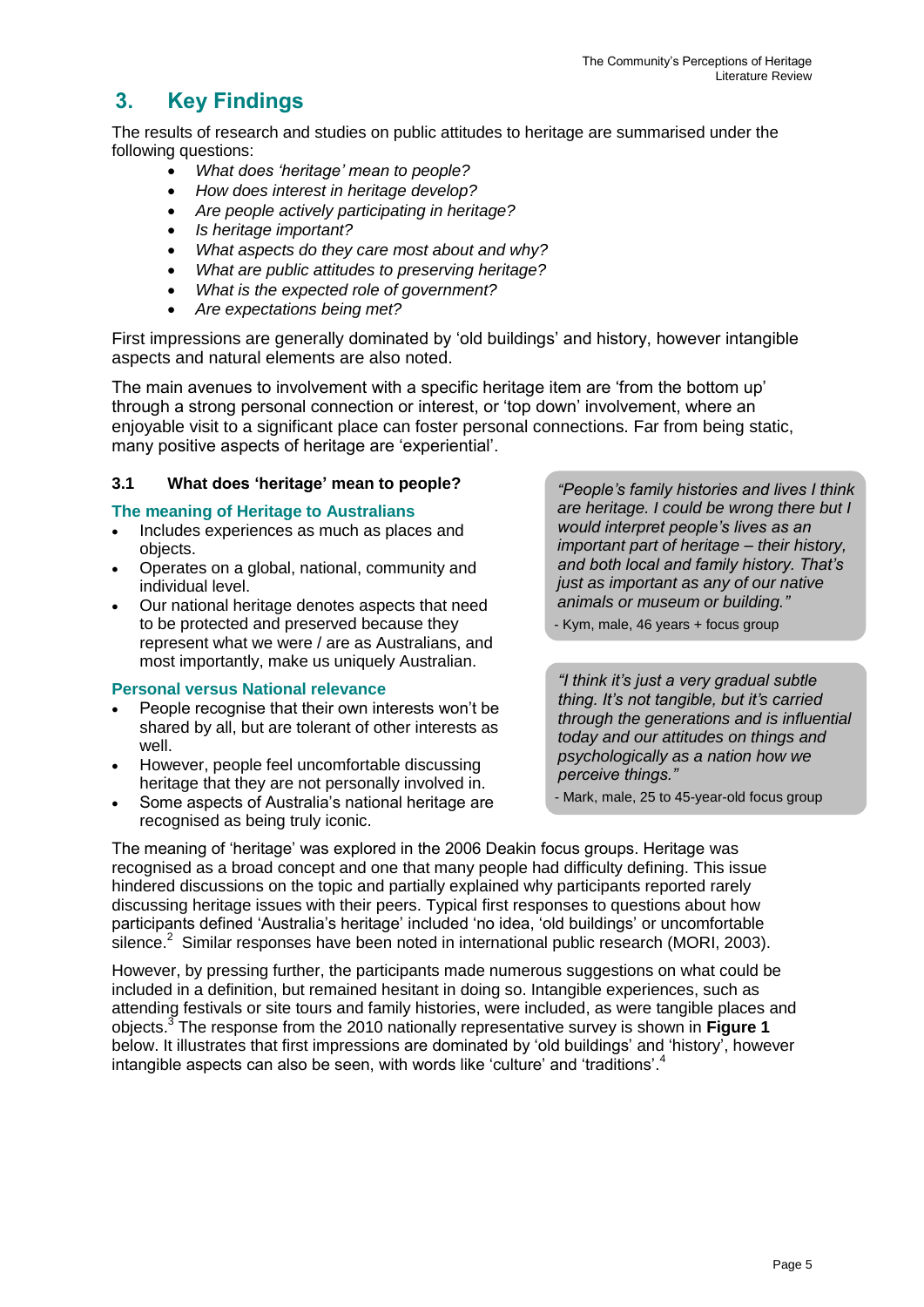## 3. Key Findings

The results of research and studies on public attitudes to heritage are summarised under the following questions:

- *What does 'heritage' mean to people?*
- *How does interest in heritage develop?*
- *Are people actively participating in heritage?*
- *Is heritage important?*
- *What aspects do they care most about and why?*
- *What are public attitudes to preserving heritage?*
- *What is the expected role of government?*
- *Are expectations being met?*

First impressions are generally dominated by 'old buildings' and history, however intangible aspects and natural elements are also noted.

The main avenues to involvement with a specific heritage item are 'from the bottom up' through a strong personal connection or interest, or 'top down' involvement, where an enjoyable visit to a significant place can foster personal connections. Far from being static, many positive aspects of heritage are 'experiential'.

### 3.1 What does 'heritage' mean to people?

**The meaning of Heritage to Australians**

- Includes experiences as much as places and objects.
- Operates on a global, national, community and individual level.
- Our national heritage denotes aspects that need to be protected and preserved because they represent what we were / are as Australians, and most importantly, make us uniquely Australian.

**Personal versus National relevance**

- People recognise that their own interests won't be shared by all, but are tolerant of other interests as well.
- However, people feel uncomfortable discussing heritage that they are not personally involved in.
- Some aspects of Australia's national heritage are recognised as being truly iconic.

> *"People's family histories and lives I think are heritage. I could be wrong there but I would interpret people's lives as an important part of heritage – their history, and both local and family history. That's just as important as any of our native animals or museum or building."*
>
> - Kym, male, 46 years + focus group

> *"I think it's just a very gradual subtle thing. It's not tangible, but it's carried through the generations and is influential today and our attitudes on things and psychologically as a nation how we perceive things."*
>
> - Mark, male, 25 to 45-year-old focus group

The meaning of 'heritage' was explored in the 2006 Deakin focus groups. Heritage was recognised as a broad concept and one that many people had difficulty defining. This issue hindered discussions on the topic and partially explained why participants reported rarely discussing heritage issues with their peers. Typical first responses to questions about how participants defined 'Australia's heritage' included 'no idea, 'old buildings' or uncomfortable silence.[2] Similar responses have been noted in international public research (MORI, 2003).

However, by pressing further, the participants made numerous suggestions on what could be included in a definition, but remained hesitant in doing so. Intangible experiences, such as attending festivals or site tours and family histories, were included, as were tangible places and objects.[3] The response from the 2010 nationally representative survey is shown in **Figure 1** below. It illustrates that first impressions are dominated by 'old buildings' and 'history', however intangible aspects can also be seen, with words like 'culture' and 'traditions'.[4]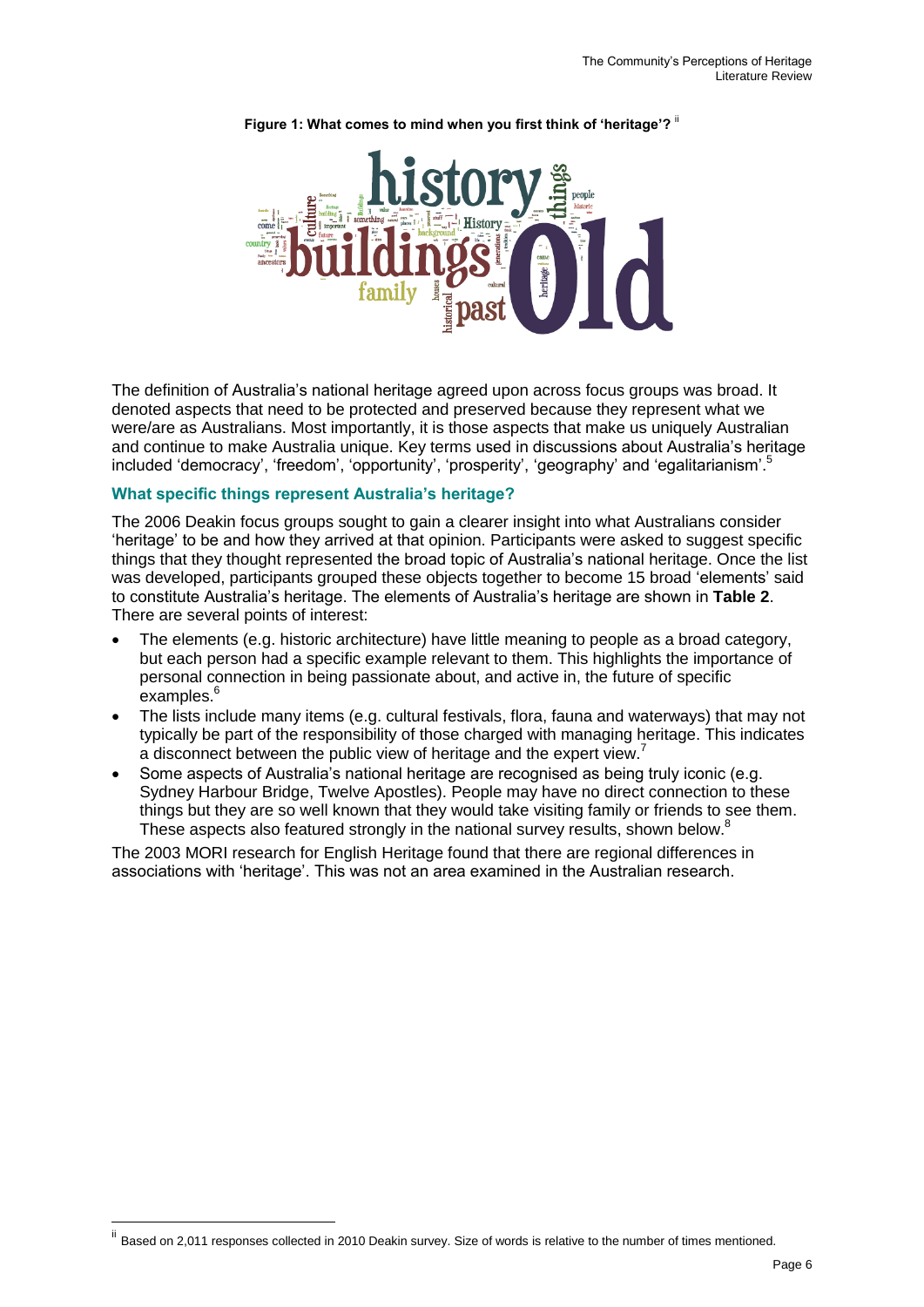**Figure 1: What comes to mind when you first think of 'heritage'?** [ii]

The definition of Australia's national heritage agreed upon across focus groups was broad. It denoted aspects that need to be protected and preserved because they represent what we were/are as Australians. Most importantly, it is those aspects that make us uniquely Australian and continue to make Australia unique. Key terms used in discussions about Australia's heritage included 'democracy', 'freedom', 'opportunity', 'prosperity', 'geography' and 'egalitarianism'.[5]

### What specific things represent Australia's heritage?

The 2006 Deakin focus groups sought to gain a clearer insight into what Australians consider 'heritage' to be and how they arrived at that opinion. Participants were asked to suggest specific things that they thought represented the broad topic of Australia's national heritage. Once the list was developed, participants grouped these objects together to become 15 broad 'elements' said to constitute Australia's heritage. The elements of Australia's heritage are shown in **Table 2**. There are several points of interest:

- The elements (e.g. historic architecture) have little meaning to people as a broad category, but each person had a specific example relevant to them. This highlights the importance of personal connection in being passionate about, and active in, the future of specific examples.[6]
- The lists include many items (e.g. cultural festivals, flora, fauna and waterways) that may not typically be part of the responsibility of those charged with managing heritage. This indicates a disconnect between the public view of heritage and the expert view.[7]
- Some aspects of Australia's national heritage are recognised as being truly iconic (e.g. Sydney Harbour Bridge, Twelve Apostles). People may have no direct connection to these things but they are so well known that they would take visiting family or friends to see them. These aspects also featured strongly in the national survey results, shown below.[8]

The 2003 MORI research for English Heritage found that there are regional differences in associations with 'heritage'. This was not an area examined in the Australian research.

[ii] Based on 2,011 responses collected in 2010 Deakin survey. Size of words is relative to the number of times mentioned.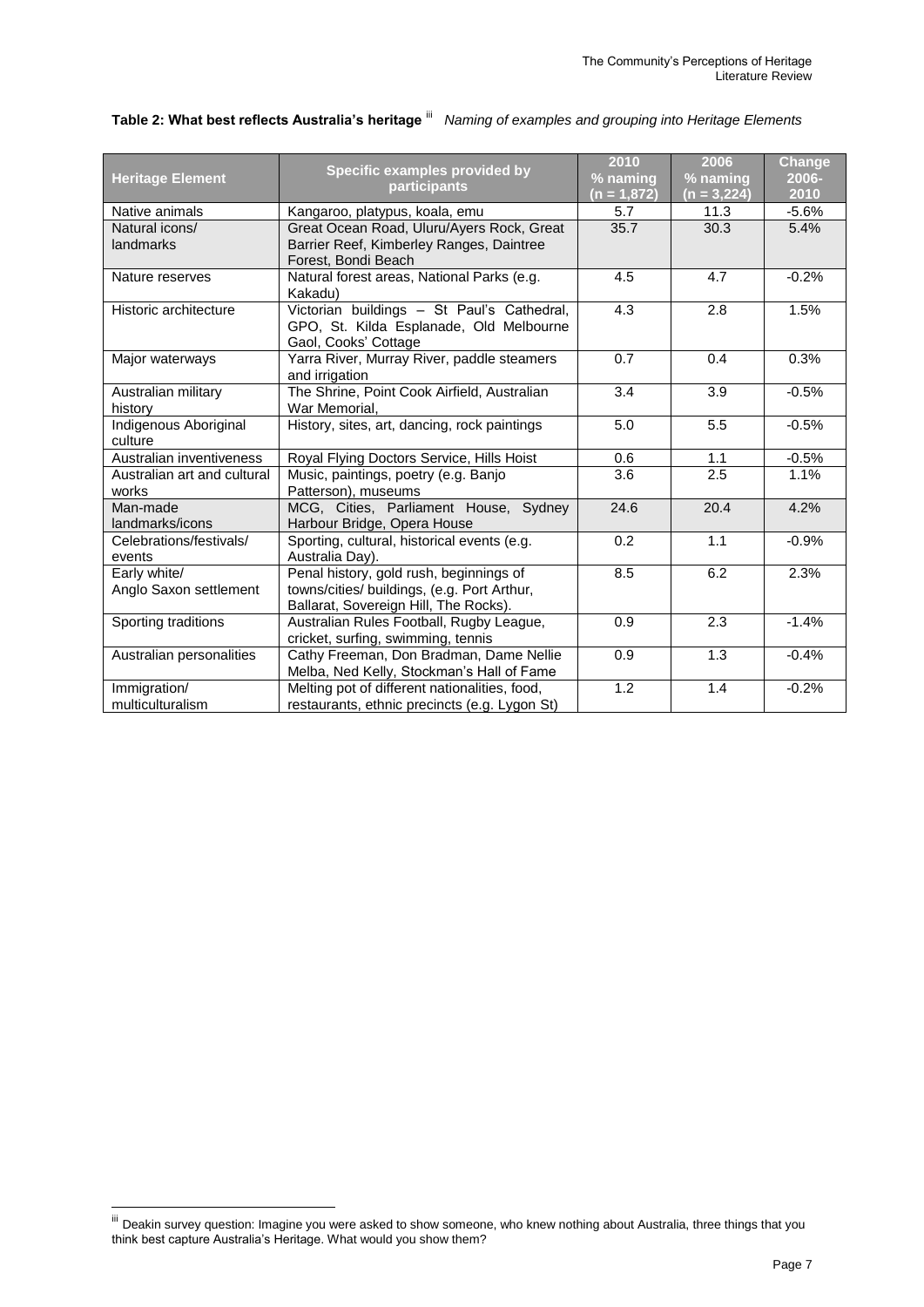**Table 2: What best reflects Australia's heritage** [iii] *Naming of examples and grouping into Heritage Elements*

| Heritage Element | Specific examples provided by participants | 2010 % naming (n = 1,872) | 2006 % naming (n = 3,224) | Change 2006-2010 |
|---|---|---|---|---|
| Native animals | Kangaroo, platypus, koala, emu | 5.7 | 11.3 | -5.6% |
| Natural icons/ landmarks | Great Ocean Road, Uluru/Ayers Rock, Great Barrier Reef, Kimberley Ranges, Daintree Forest, Bondi Beach | 35.7 | 30.3 | 5.4% |
| Nature reserves | Natural forest areas, National Parks (e.g. Kakadu) | 4.5 | 4.7 | -0.2% |
| Historic architecture | Victorian buildings – St Paul's Cathedral, GPO, St. Kilda Esplanade, Old Melbourne Gaol, Cooks' Cottage | 4.3 | 2.8 | 1.5% |
| Major waterways | Yarra River, Murray River, paddle steamers and irrigation | 0.7 | 0.4 | 0.3% |
| Australian military history | The Shrine, Point Cook Airfield, Australian War Memorial, | 3.4 | 3.9 | -0.5% |
| Indigenous Aboriginal culture | History, sites, art, dancing, rock paintings | 5.0 | 5.5 | -0.5% |
| Australian inventiveness | Royal Flying Doctors Service, Hills Hoist | 0.6 | 1.1 | -0.5% |
| Australian art and cultural works | Music, paintings, poetry (e.g. Banjo Patterson), museums | 3.6 | 2.5 | 1.1% |
| Man-made landmarks/icons | MCG, Cities, Parliament House, Sydney Harbour Bridge, Opera House | 24.6 | 20.4 | 4.2% |
| Celebrations/festivals/ events | Sporting, cultural, historical events (e.g. Australia Day). | 0.2 | 1.1 | -0.9% |
| Early white/ Anglo Saxon settlement | Penal history, gold rush, beginnings of towns/cities/ buildings, (e.g. Port Arthur, Ballarat, Sovereign Hill, The Rocks). | 8.5 | 6.2 | 2.3% |
| Sporting traditions | Australian Rules Football, Rugby League, cricket, surfing, swimming, tennis | 0.9 | 2.3 | -1.4% |
| Australian personalities | Cathy Freeman, Don Bradman, Dame Nellie Melba, Ned Kelly, Stockman's Hall of Fame | 0.9 | 1.3 | -0.4% |
| Immigration/ multiculturalism | Melting pot of different nationalities, food, restaurants, ethnic precincts (e.g. Lygon St) | 1.2 | 1.4 | -0.2% |

[iii] Deakin survey question: Imagine you were asked to show someone, who knew nothing about Australia, three things that you think best capture Australia's Heritage. What would you show them?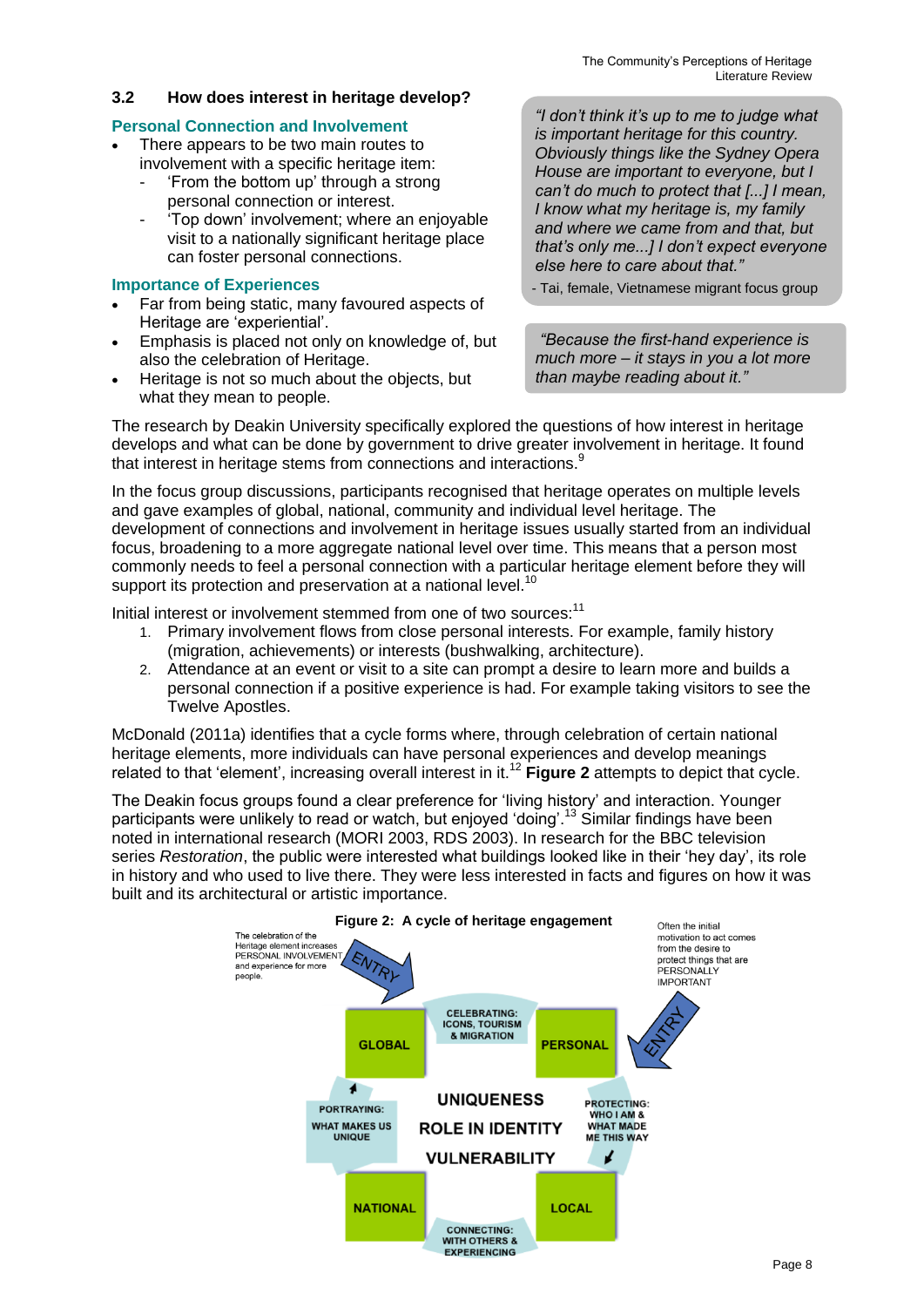## 3.2 How does interest in heritage develop?

### Personal Connection and Involvement

- There appears to be two main routes to involvement with a specific heritage item:
  - 'From the bottom up' through a strong personal connection or interest.
  - 'Top down' involvement; where an enjoyable visit to a nationally significant heritage place can foster personal connections.

### Importance of Experiences

- Far from being static, many favoured aspects of Heritage are 'experiential'.
- Emphasis is placed not only on knowledge of, but also the celebration of Heritage.
- Heritage is not so much about the objects, but what they mean to people.

> *"I don't think it's up to me to judge what is important heritage for this country. Obviously things like the Sydney Opera House are important to everyone, but I can't do much to protect that [...] I mean, I know what my heritage is, my family and where we came from and that, but that's only me...] I don't expect everyone else here to care about that."*
>
> - Tai, female, Vietnamese migrant focus group

> *"Because the first-hand experience is much more – it stays in you a lot more than maybe reading about it."*

The research by Deakin University specifically explored the questions of how interest in heritage develops and what can be done by government to drive greater involvement in heritage. It found that interest in heritage stems from connections and interactions.[9]

In the focus group discussions, participants recognised that heritage operates on multiple levels and gave examples of global, national, community and individual level heritage. The development of connections and involvement in heritage issues usually started from an individual focus, broadening to a more aggregate national level over time. This means that a person most commonly needs to feel a personal connection with a particular heritage element before they will support its protection and preservation at a national level.[10]

Initial interest or involvement stemmed from one of two sources:[11]

1. Primary involvement flows from close personal interests. For example, family history (migration, achievements) or interests (bushwalking, architecture).
2. Attendance at an event or visit to a site can prompt a desire to learn more and builds a personal connection if a positive experience is had. For example taking visitors to see the Twelve Apostles.

McDonald (2011a) identifies that a cycle forms where, through celebration of certain national heritage elements, more individuals can have personal experiences and develop meanings related to that 'element', increasing overall interest in it.[12] **Figure 2** attempts to depict that cycle.

The Deakin focus groups found a clear preference for 'living history' and interaction. Younger participants were unlikely to read or watch, but enjoyed 'doing'.[13] Similar findings have been noted in international research (MORI 2003, RDS 2003). In research for the BBC television series *Restoration*, the public were interested what buildings looked like in their 'hey day', its role in history and who used to live there. They were less interested in facts and figures on how it was built and its architectural or artistic importance.

**Figure 2: A cycle of heritage engagement**

The celebration of the Heritage element increases PERSONAL INVOLVEMENT and experience for more people.

Often the initial motivation to act comes from the desire to protect things that are PERSONALLY IMPORTANT

ENTRY → GLOBAL — CELEBRATING: ICONS, TOURISM & MIGRATION — PERSONAL ← ENTRY

PERSONAL → PROTECTING: WHO I AM & WHAT MADE ME THIS WAY → LOCAL → CONNECTING: WITH OTHERS & EXPERIENCING → NATIONAL → PORTRAYING: WHAT MAKES US UNIQUE → GLOBAL

Centre: UNIQUENESS, ROLE IN IDENTITY, VULNERABILITY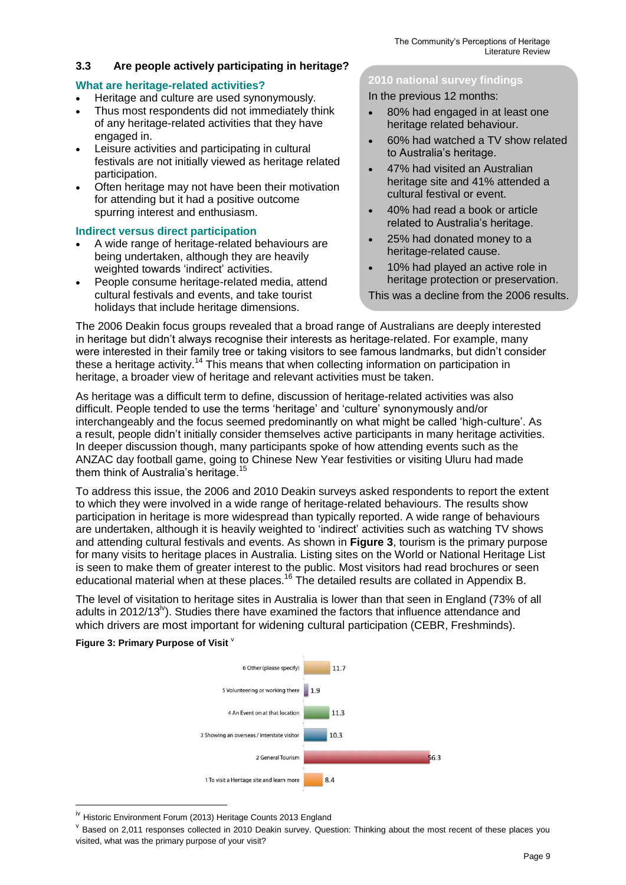## 3.3 Are people actively participating in heritage?

### What are heritage-related activities?

- Heritage and culture are used synonymously.
- Thus most respondents did not immediately think of any heritage-related activities that they have engaged in.
- Leisure activities and participating in cultural festivals are not initially viewed as heritage related participation.
- Often heritage may not have been their motivation for attending but it had a positive outcome spurring interest and enthusiasm.

### Indirect versus direct participation

- A wide range of heritage-related behaviours are being undertaken, although they are heavily weighted towards 'indirect' activities.
- People consume heritage-related media, attend cultural festivals and events, and take tourist holidays that include heritage dimensions.

**2010 national survey findings**

In the previous 12 months:

- 80% had engaged in at least one heritage related behaviour.
- 60% had watched a TV show related to Australia's heritage.
- 47% had visited an Australian heritage site and 41% attended a cultural festival or event.
- 40% had read a book or article related to Australia's heritage.
- 25% had donated money to a heritage-related cause.
- 10% had played an active role in heritage protection or preservation.

This was a decline from the 2006 results.

The 2006 Deakin focus groups revealed that a broad range of Australians are deeply interested in heritage but didn't always recognise their interests as heritage-related. For example, many were interested in their family tree or taking visitors to see famous landmarks, but didn't consider these a heritage activity.[14] This means that when collecting information on participation in heritage, a broader view of heritage and relevant activities must be taken.

As heritage was a difficult term to define, discussion of heritage-related activities was also difficult. People tended to use the terms 'heritage' and 'culture' synonymously and/or interchangeably and the focus seemed predominantly on what might be called 'high-culture'. As a result, people didn't initially consider themselves active participants in many heritage activities. In deeper discussion though, many participants spoke of how attending events such as the ANZAC day football game, going to Chinese New Year festivities or visiting Uluru had made them think of Australia's heritage.[15]

To address this issue, the 2006 and 2010 Deakin surveys asked respondents to report the extent to which they were involved in a wide range of heritage-related behaviours. The results show participation in heritage is more widespread than typically reported. A wide range of behaviours are undertaken, although it is heavily weighted to 'indirect' activities such as watching TV shows and attending cultural festivals and events. As shown in **Figure 3**, tourism is the primary purpose for many visits to heritage places in Australia. Listing sites on the World or National Heritage List is seen to make them of greater interest to the public. Most visitors had read brochures or seen educational material when at these places.[16] The detailed results are collated in Appendix B.

The level of visitation to heritage sites in Australia is lower than that seen in England (73% of all adults in 2012/13[iv]). Studies there have examined the factors that influence attendance and which drivers are most important for widening cultural participation (CEBR, Freshminds).

**Figure 3: Primary Purpose of Visit** [v]

| Purpose | % |
|---|---|
| 6 Other (please specify) | 11.7 |
| 5 Volunteering or working there | 1.9 |
| 4 An Event on at that location | 11.3 |
| 3 Showing an overseas / interstate visitor | 10.3 |
| 2 General Tourism | 56.3 |
| 1 To visit a Heritage site and learn more | 8.4 |

[iv] Historic Environment Forum (2013) Heritage Counts 2013 England

[v] Based on 2,011 responses collected in 2010 Deakin survey. Question: Thinking about the most recent of these places you visited, what was the primary purpose of your visit?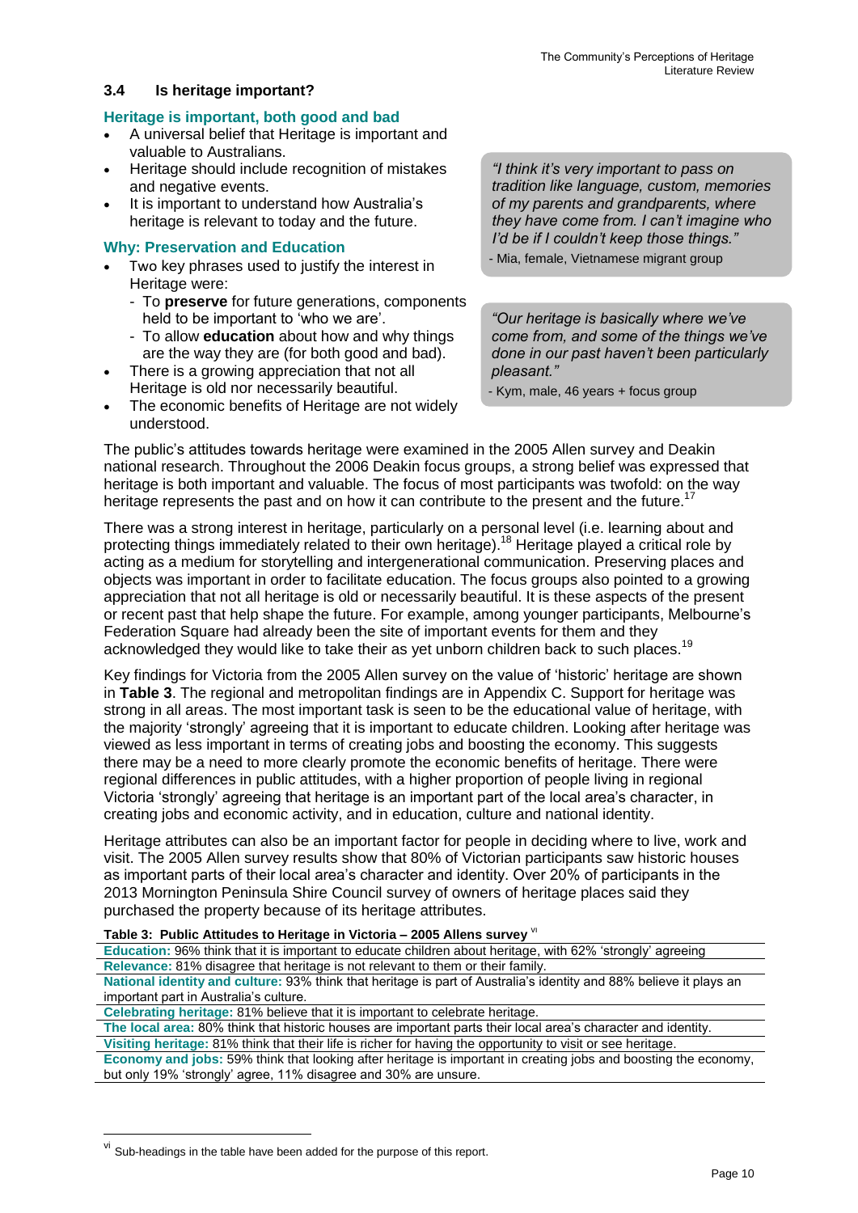### 3.4 Is heritage important?

**Heritage is important, both good and bad**

- A universal belief that Heritage is important and valuable to Australians.
- Heritage should include recognition of mistakes and negative events.
- It is important to understand how Australia's heritage is relevant to today and the future.

**Why: Preservation and Education**

- Two key phrases used to justify the interest in Heritage were:
  - To **preserve** for future generations, components held to be important to 'who we are'.
  - To allow **education** about how and why things are the way they are (for both good and bad).
- There is a growing appreciation that not all Heritage is old nor necessarily beautiful.
- The economic benefits of Heritage are not widely understood.

> *"I think it's very important to pass on tradition like language, custom, memories of my parents and grandparents, where they have come from. I can't imagine who I'd be if I couldn't keep those things."*
>
> - Mia, female, Vietnamese migrant group

> *"Our heritage is basically where we've come from, and some of the things we've done in our past haven't been particularly pleasant."*
>
> - Kym, male, 46 years + focus group

The public's attitudes towards heritage were examined in the 2005 Allen survey and Deakin national research. Throughout the 2006 Deakin focus groups, a strong belief was expressed that heritage is both important and valuable. The focus of most participants was twofold: on the way heritage represents the past and on how it can contribute to the present and the future.[17]

There was a strong interest in heritage, particularly on a personal level (i.e. learning about and protecting things immediately related to their own heritage).[18] Heritage played a critical role by acting as a medium for storytelling and intergenerational communication. Preserving places and objects was important in order to facilitate education. The focus groups also pointed to a growing appreciation that not all heritage is old or necessarily beautiful. It is these aspects of the present or recent past that help shape the future. For example, among younger participants, Melbourne's Federation Square had already been the site of important events for them and they acknowledged they would like to take their as yet unborn children back to such places.[19]

Key findings for Victoria from the 2005 Allen survey on the value of 'historic' heritage are shown in **Table 3**. The regional and metropolitan findings are in Appendix C. Support for heritage was strong in all areas. The most important task is seen to be the educational value of heritage, with the majority 'strongly' agreeing that it is important to educate children. Looking after heritage was viewed as less important in terms of creating jobs and boosting the economy. This suggests there may be a need to more clearly promote the economic benefits of heritage. There were regional differences in public attitudes, with a higher proportion of people living in regional Victoria 'strongly' agreeing that heritage is an important part of the local area's character, in creating jobs and economic activity, and in education, culture and national identity.

Heritage attributes can also be an important factor for people in deciding where to live, work and visit. The 2005 Allen survey results show that 80% of Victorian participants saw historic houses as important parts of their local area's character and identity. Over 20% of participants in the 2013 Mornington Peninsula Shire Council survey of owners of heritage places said they purchased the property because of its heritage attributes.

**Table 3: Public Attitudes to Heritage in Victoria – 2005 Allens survey** [vi]

| |
|---|
| **Education:** 96% think that it is important to educate children about heritage, with 62% 'strongly' agreeing |
| **Relevance:** 81% disagree that heritage is not relevant to them or their family. |
| **National identity and culture:** 93% think that heritage is part of Australia's identity and 88% believe it plays an important part in Australia's culture. |
| **Celebrating heritage:** 81% believe that it is important to celebrate heritage. |
| **The local area:** 80% think that historic houses are important parts their local area's character and identity. |
| **Visiting heritage:** 81% think that their life is richer for having the opportunity to visit or see heritage. |
| **Economy and jobs:** 59% think that looking after heritage is important in creating jobs and boosting the economy, but only 19% 'strongly' agree, 11% disagree and 30% are unsure. |

[vi] Sub-headings in the table have been added for the purpose of this report.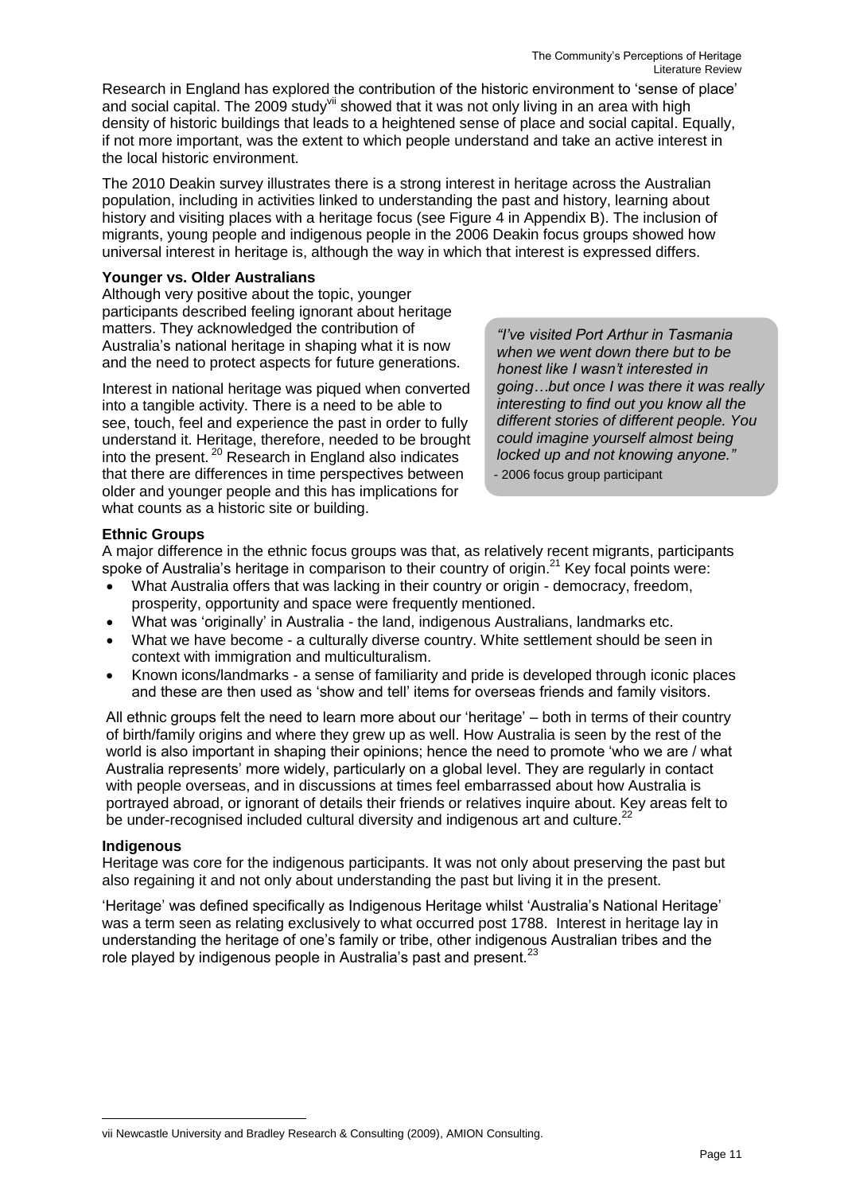Research in England has explored the contribution of the historic environment to 'sense of place' and social capital. The 2009 study[vii] showed that it was not only living in an area with high density of historic buildings that leads to a heightened sense of place and social capital. Equally, if not more important, was the extent to which people understand and take an active interest in the local historic environment.

The 2010 Deakin survey illustrates there is a strong interest in heritage across the Australian population, including in activities linked to understanding the past and history, learning about history and visiting places with a heritage focus (see Figure 4 in Appendix B). The inclusion of migrants, young people and indigenous people in the 2006 Deakin focus groups showed how universal interest in heritage is, although the way in which that interest is expressed differs.

**Younger vs. Older Australians**

Although very positive about the topic, younger participants described feeling ignorant about heritage matters. They acknowledged the contribution of Australia's national heritage in shaping what it is now and the need to protect aspects for future generations.

Interest in national heritage was piqued when converted into a tangible activity. There is a need to be able to see, touch, feel and experience the past in order to fully understand it. Heritage, therefore, needed to be brought into the present. [20] Research in England also indicates that there are differences in time perspectives between older and younger people and this has implications for what counts as a historic site or building.

> *"I've visited Port Arthur in Tasmania when we went down there but to be honest like I wasn't interested in going…but once I was there it was really interesting to find out you know all the different stories of different people. You could imagine yourself almost being locked up and not knowing anyone."*
>
> - 2006 focus group participant

**Ethnic Groups**

A major difference in the ethnic focus groups was that, as relatively recent migrants, participants spoke of Australia's heritage in comparison to their country of origin.[21] Key focal points were:

- What Australia offers that was lacking in their country or origin - democracy, freedom, prosperity, opportunity and space were frequently mentioned.
- What was 'originally' in Australia - the land, indigenous Australians, landmarks etc.
- What we have become - a culturally diverse country. White settlement should be seen in context with immigration and multiculturalism.
- Known icons/landmarks - a sense of familiarity and pride is developed through iconic places and these are then used as 'show and tell' items for overseas friends and family visitors.

All ethnic groups felt the need to learn more about our 'heritage' – both in terms of their country of birth/family origins and where they grew up as well. How Australia is seen by the rest of the world is also important in shaping their opinions; hence the need to promote 'who we are / what Australia represents' more widely, particularly on a global level. They are regularly in contact with people overseas, and in discussions at times feel embarrassed about how Australia is portrayed abroad, or ignorant of details their friends or relatives inquire about. Key areas felt to be under-recognised included cultural diversity and indigenous art and culture.[22]

**Indigenous**

Heritage was core for the indigenous participants. It was not only about preserving the past but also regaining it and not only about understanding the past but living it in the present.

'Heritage' was defined specifically as Indigenous Heritage whilst 'Australia's National Heritage' was a term seen as relating exclusively to what occurred post 1788. Interest in heritage lay in understanding the heritage of one's family or tribe, other indigenous Australian tribes and the role played by indigenous people in Australia's past and present.[23]

---

vii Newcastle University and Bradley Research & Consulting (2009), AMION Consulting.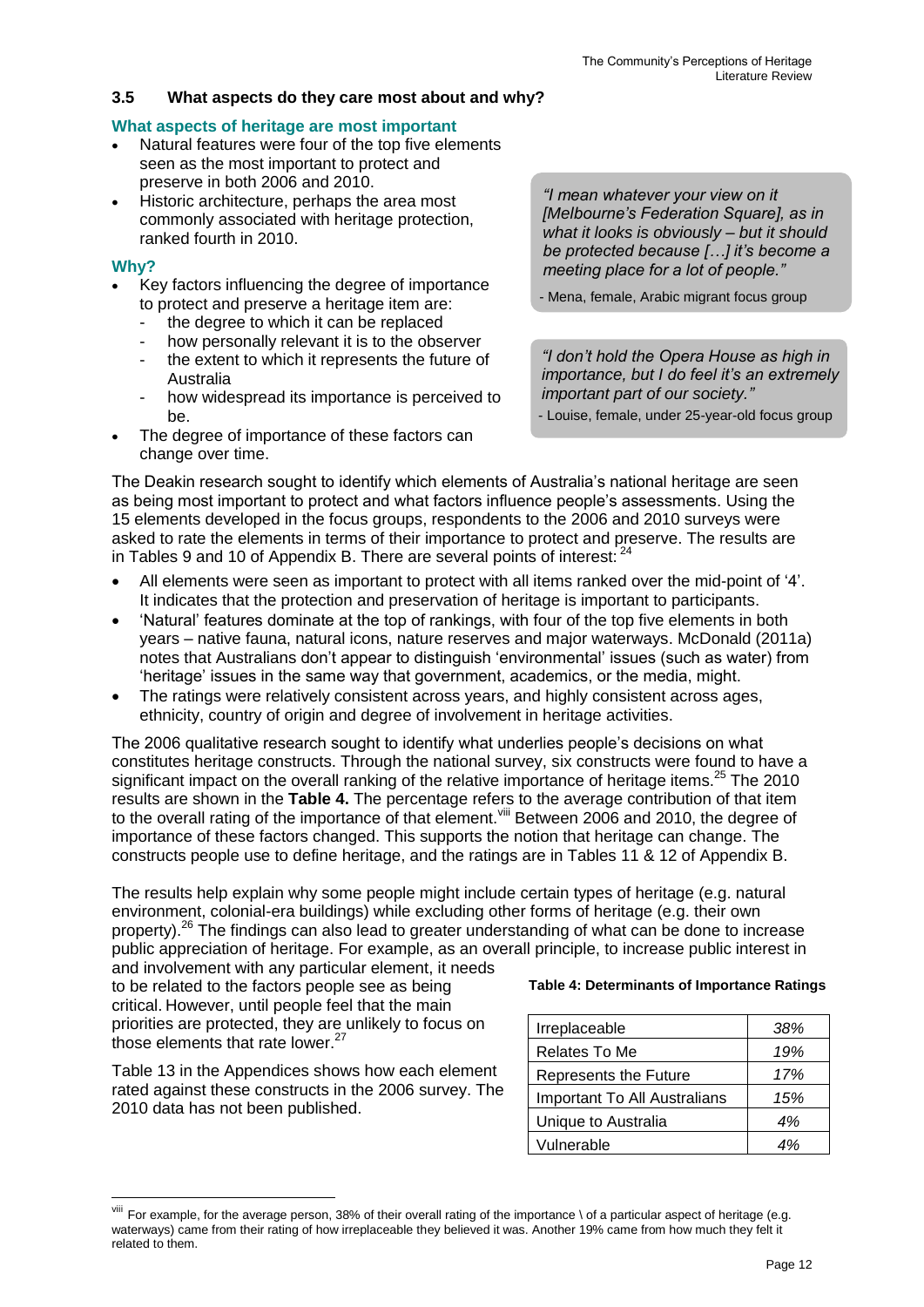### 3.5 What aspects do they care most about and why?

**What aspects of heritage are most important**

- Natural features were four of the top five elements seen as the most important to protect and preserve in both 2006 and 2010.
- Historic architecture, perhaps the area most commonly associated with heritage protection, ranked fourth in 2010.

**Why?**

- Key factors influencing the degree of importance to protect and preserve a heritage item are:
  - the degree to which it can be replaced
  - how personally relevant it is to the observer
  - the extent to which it represents the future of Australia
  - how widespread its importance is perceived to be.
- The degree of importance of these factors can change over time.

> *"I mean whatever your view on it [Melbourne's Federation Square], as in what it looks is obviously – but it should be protected because […] it's become a meeting place for a lot of people."*
>
> - Mena, female, Arabic migrant focus group

> *"I don't hold the Opera House as high in importance, but I do feel it's an extremely important part of our society."*
>
> - Louise, female, under 25-year-old focus group

The Deakin research sought to identify which elements of Australia's national heritage are seen as being most important to protect and what factors influence people's assessments. Using the 15 elements developed in the focus groups, respondents to the 2006 and 2010 surveys were asked to rate the elements in terms of their importance to protect and preserve. The results are in Tables 9 and 10 of Appendix B. There are several points of interest: [24]

- All elements were seen as important to protect with all items ranked over the mid-point of '4'. It indicates that the protection and preservation of heritage is important to participants.
- 'Natural' features dominate at the top of rankings, with four of the top five elements in both years – native fauna, natural icons, nature reserves and major waterways. McDonald (2011a) notes that Australians don't appear to distinguish 'environmental' issues (such as water) from 'heritage' issues in the same way that government, academics, or the media, might.
- The ratings were relatively consistent across years, and highly consistent across ages, ethnicity, country of origin and degree of involvement in heritage activities.

The 2006 qualitative research sought to identify what underlies people's decisions on what constitutes heritage constructs. Through the national survey, six constructs were found to have a significant impact on the overall ranking of the relative importance of heritage items.[25] The 2010 results are shown in the **Table 4.** The percentage refers to the average contribution of that item to the overall rating of the importance of that element.[viii] Between 2006 and 2010, the degree of importance of these factors changed. This supports the notion that heritage can change. The constructs people use to define heritage, and the ratings are in Tables 11 & 12 of Appendix B.

The results help explain why some people might include certain types of heritage (e.g. natural environment, colonial-era buildings) while excluding other forms of heritage (e.g. their own property).[26] The findings can also lead to greater understanding of what can be done to increase public appreciation of heritage. For example, as an overall principle, to increase public interest in and involvement with any particular element, it needs to be related to the factors people see as being critical. However, until people feel that the main priorities are protected, they are unlikely to focus on those elements that rate lower.[27]

Table 13 in the Appendices shows how each element rated against these constructs in the 2006 survey. The 2010 data has not been published.

**Table 4: Determinants of Importance Ratings**

| Determinant | % |
|---|---|
| Irreplaceable | *38%* |
| Relates To Me | *19%* |
| Represents the Future | *17%* |
| Important To All Australians | *15%* |
| Unique to Australia | *4%* |
| Vulnerable | *4%* |

---

[viii] For example, for the average person, 38% of their overall rating of the importance \ of a particular aspect of heritage (e.g. waterways) came from their rating of how irreplaceable they believed it was. Another 19% came from how much they felt it related to them.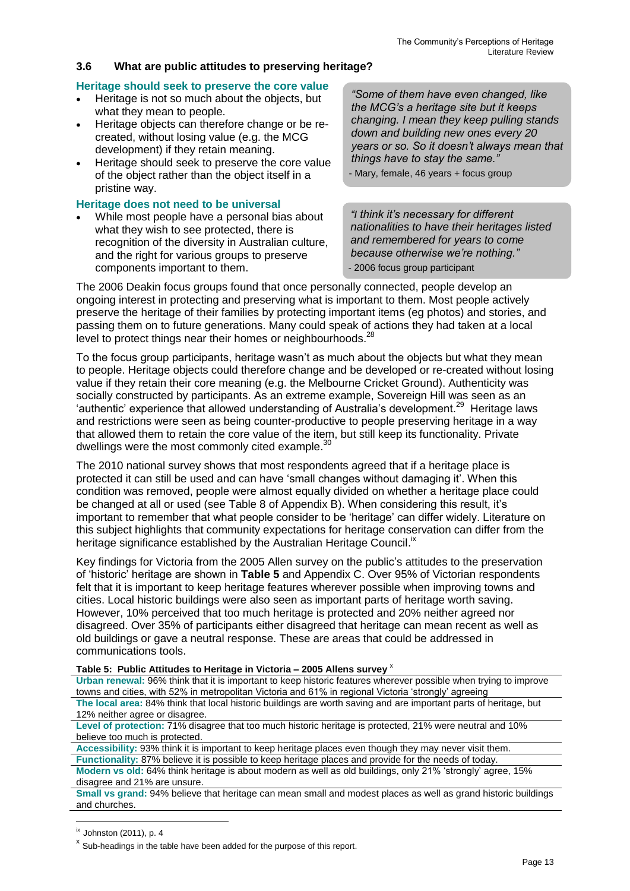### 3.6 What are public attitudes to preserving heritage?

**Heritage should seek to preserve the core value**

- Heritage is not so much about the objects, but what they mean to people.
- Heritage objects can therefore change or be re-created, without losing value (e.g. the MCG development) if they retain meaning.
- Heritage should seek to preserve the core value of the object rather than the object itself in a pristine way.

> *"Some of them have even changed, like the MCG's a heritage site but it keeps changing. I mean they keep pulling stands down and building new ones every 20 years or so. So it doesn't always mean that things have to stay the same."*
>
> \- Mary, female, 46 years + focus group

**Heritage does not need to be universal**

- While most people have a personal bias about what they wish to see protected, there is recognition of the diversity in Australian culture, and the right for various groups to preserve components important to them.

> *"I think it's necessary for different nationalities to have their heritages listed and remembered for years to come because otherwise we're nothing."*
>
> \- 2006 focus group participant

The 2006 Deakin focus groups found that once personally connected, people develop an ongoing interest in protecting and preserving what is important to them. Most people actively preserve the heritage of their families by protecting important items (eg photos) and stories, and passing them on to future generations. Many could speak of actions they had taken at a local level to protect things near their homes or neighbourhoods.[28]

To the focus group participants, heritage wasn't as much about the objects but what they mean to people. Heritage objects could therefore change and be developed or re-created without losing value if they retain their core meaning (e.g. the Melbourne Cricket Ground). Authenticity was socially constructed by participants. As an extreme example, Sovereign Hill was seen as an 'authentic' experience that allowed understanding of Australia's development.[29] Heritage laws and restrictions were seen as being counter-productive to people preserving heritage in a way that allowed them to retain the core value of the item, but still keep its functionality. Private dwellings were the most commonly cited example.[30]

The 2010 national survey shows that most respondents agreed that if a heritage place is protected it can still be used and can have 'small changes without damaging it'. When this condition was removed, people were almost equally divided on whether a heritage place could be changed at all or used (see Table 8 of Appendix B). When considering this result, it's important to remember that what people consider to be 'heritage' can differ widely. Literature on this subject highlights that community expectations for heritage conservation can differ from the heritage significance established by the Australian Heritage Council.[ix]

Key findings for Victoria from the 2005 Allen survey on the public's attitudes to the preservation of 'historic' heritage are shown in **Table 5** and Appendix C. Over 95% of Victorian respondents felt that it is important to keep heritage features wherever possible when improving towns and cities. Local historic buildings were also seen as important parts of heritage worth saving. However, 10% perceived that too much heritage is protected and 20% neither agreed nor disagreed. Over 35% of participants either disagreed that heritage can mean recent as well as old buildings or gave a neutral response. These are areas that could be addressed in communications tools.

**Table 5: Public Attitudes to Heritage in Victoria – 2005 Allens survey** [x]

| |
|---|
| **Urban renewal:** 96% think that it is important to keep historic features wherever possible when trying to improve towns and cities, with 52% in metropolitan Victoria and 61% in regional Victoria 'strongly' agreeing |
| **The local area:** 84% think that local historic buildings are worth saving and are important parts of heritage, but 12% neither agree or disagree. |
| **Level of protection:** 71% disagree that too much historic heritage is protected, 21% were neutral and 10% believe too much is protected. |
| **Accessibility:** 93% think it is important to keep heritage places even though they may never visit them. |
| **Functionality:** 87% believe it is possible to keep heritage places and provide for the needs of today. |
| **Modern vs old:** 64% think heritage is about modern as well as old buildings, only 21% 'strongly' agree, 15% disagree and 21% are unsure. |
| **Small vs grand:** 94% believe that heritage can mean small and modest places as well as grand historic buildings and churches. |

[ix] Johnston (2011), p. 4

[x] Sub-headings in the table have been added for the purpose of this report.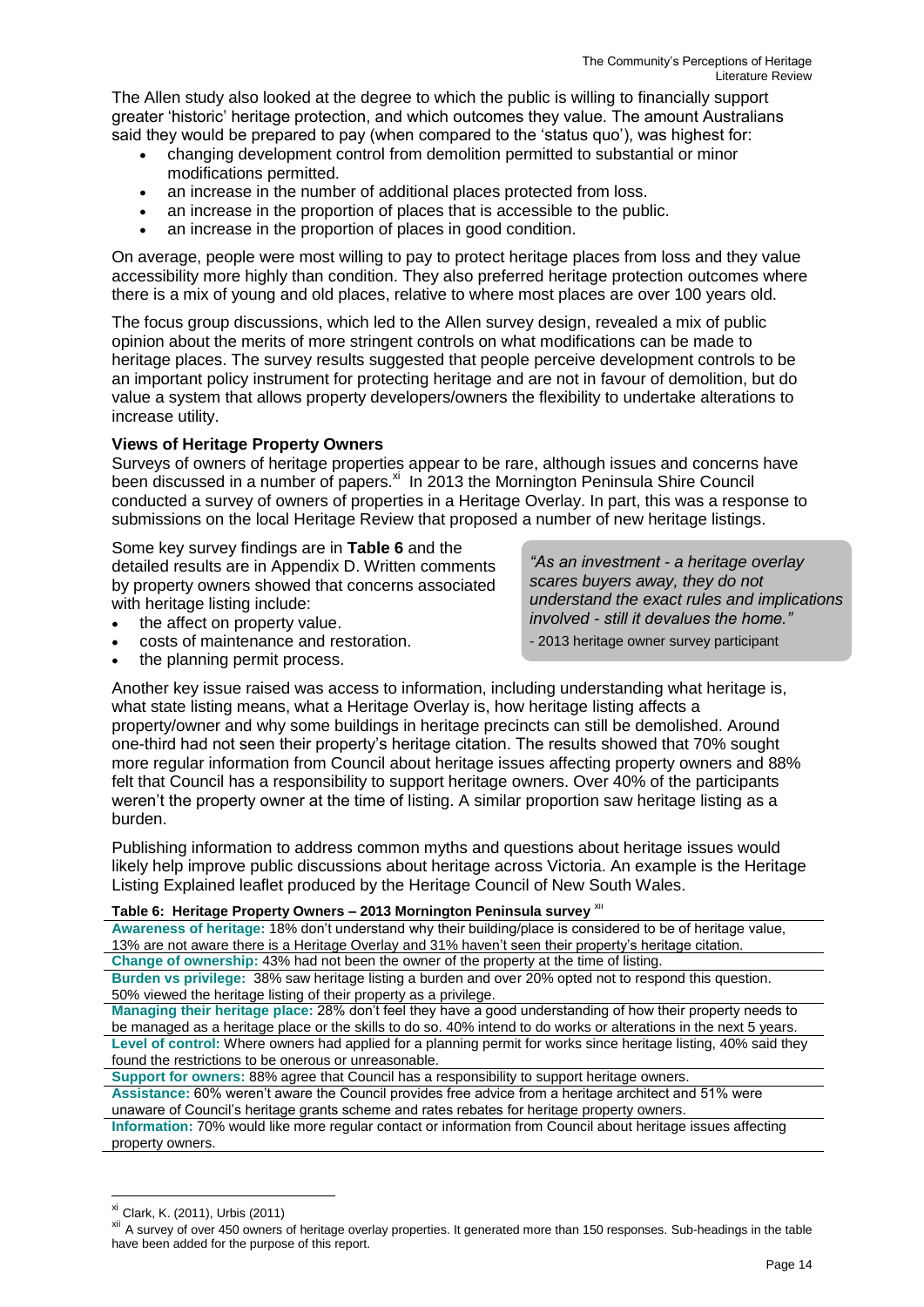The Allen study also looked at the degree to which the public is willing to financially support greater 'historic' heritage protection, and which outcomes they value. The amount Australians said they would be prepared to pay (when compared to the 'status quo'), was highest for:

- changing development control from demolition permitted to substantial or minor modifications permitted.
- an increase in the number of additional places protected from loss.
- an increase in the proportion of places that is accessible to the public.
- an increase in the proportion of places in good condition.

On average, people were most willing to pay to protect heritage places from loss and they value accessibility more highly than condition. They also preferred heritage protection outcomes where there is a mix of young and old places, relative to where most places are over 100 years old.

The focus group discussions, which led to the Allen survey design, revealed a mix of public opinion about the merits of more stringent controls on what modifications can be made to heritage places. The survey results suggested that people perceive development controls to be an important policy instrument for protecting heritage and are not in favour of demolition, but do value a system that allows property developers/owners the flexibility to undertake alterations to increase utility.

**Views of Heritage Property Owners**

Surveys of owners of heritage properties appear to be rare, although issues and concerns have been discussed in a number of papers.[xi] In 2013 the Mornington Peninsula Shire Council conducted a survey of owners of properties in a Heritage Overlay. In part, this was a response to submissions on the local Heritage Review that proposed a number of new heritage listings.

Some key survey findings are in **Table 6** and the detailed results are in Appendix D. Written comments by property owners showed that concerns associated with heritage listing include:

- the affect on property value.
- costs of maintenance and restoration.
- the planning permit process.

> *"As an investment - a heritage overlay scares buyers away, they do not understand the exact rules and implications involved - still it devalues the home."*
>
> \- 2013 heritage owner survey participant

Another key issue raised was access to information, including understanding what heritage is, what state listing means, what a Heritage Overlay is, how heritage listing affects a property/owner and why some buildings in heritage precincts can still be demolished. Around one-third had not seen their property's heritage citation. The results showed that 70% sought more regular information from Council about heritage issues affecting property owners and 88% felt that Council has a responsibility to support heritage owners. Over 40% of the participants weren't the property owner at the time of listing. A similar proportion saw heritage listing as a burden.

Publishing information to address common myths and questions about heritage issues would likely help improve public discussions about heritage across Victoria. An example is the Heritage Listing Explained leaflet produced by the Heritage Council of New South Wales.

**Table 6: Heritage Property Owners – 2013 Mornington Peninsula survey** [xii]

| |
|---|
| **Awareness of heritage:** 18% don't understand why their building/place is considered to be of heritage value, 13% are not aware there is a Heritage Overlay and 31% haven't seen their property's heritage citation. |
| **Change of ownership:** 43% had not been the owner of the property at the time of listing. |
| **Burden vs privilege:** 38% saw heritage listing a burden and over 20% opted not to respond this question. 50% viewed the heritage listing of their property as a privilege. |
| **Managing their heritage place:** 28% don't feel they have a good understanding of how their property needs to be managed as a heritage place or the skills to do so. 40% intend to do works or alterations in the next 5 years. |
| **Level of control:** Where owners had applied for a planning permit for works since heritage listing, 40% said they found the restrictions to be onerous or unreasonable. |
| **Support for owners:** 88% agree that Council has a responsibility to support heritage owners. |
| **Assistance:** 60% weren't aware the Council provides free advice from a heritage architect and 51% were unaware of Council's heritage grants scheme and rates rebates for heritage property owners. |
| **Information:** 70% would like more regular contact or information from Council about heritage issues affecting property owners. |

---

[xi] Clark, K. (2011), Urbis (2011)

[xii] A survey of over 450 owners of heritage overlay properties. It generated more than 150 responses. Sub-headings in the table have been added for the purpose of this report.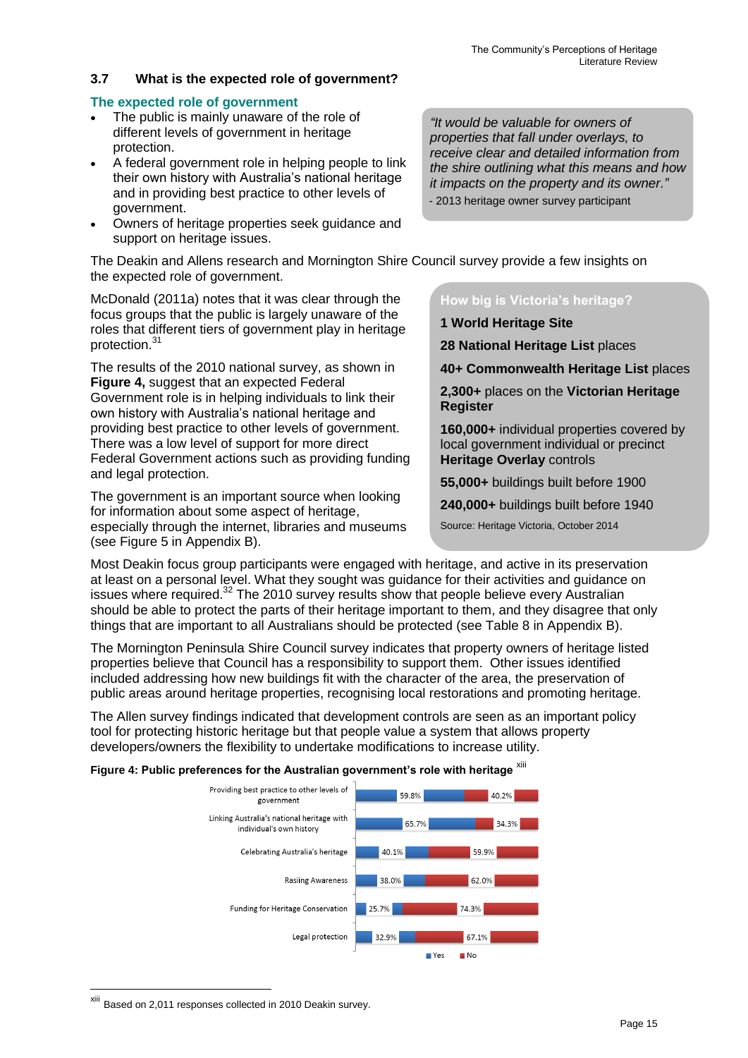### 3.7 What is the expected role of government?

#### The expected role of government

- The public is mainly unaware of the role of different levels of government in heritage protection.
- A federal government role in helping people to link their own history with Australia's national heritage and in providing best practice to other levels of government.
- Owners of heritage properties seek guidance and support on heritage issues.

> *"It would be valuable for owners of properties that fall under overlays, to receive clear and detailed information from the shire outlining what this means and how it impacts on the property and its owner."*
> - 2013 heritage owner survey participant

The Deakin and Allens research and Mornington Shire Council survey provide a few insights on the expected role of government.

McDonald (2011a) notes that it was clear through the focus groups that the public is largely unaware of the roles that different tiers of government play in heritage protection.[31]

The results of the 2010 national survey, as shown in **Figure 4,** suggest that an expected Federal Government role is in helping individuals to link their own history with Australia's national heritage and providing best practice to other levels of government. There was a low level of support for more direct Federal Government actions such as providing funding and legal protection.

The government is an important source when looking for information about some aspect of heritage, especially through the internet, libraries and museums (see Figure 5 in Appendix B).

> **How big is Victoria's heritage?**
>
> **1 World Heritage Site**
>
> **28 National Heritage List** places
>
> **40+ Commonwealth Heritage List** places
>
> **2,300+** places on the **Victorian Heritage Register**
>
> **160,000+** individual properties covered by local government individual or precinct **Heritage Overlay** controls
>
> **55,000+** buildings built before 1900
>
> **240,000+** buildings built before 1940
>
> Source: Heritage Victoria, October 2014

Most Deakin focus group participants were engaged with heritage, and active in its preservation at least on a personal level. What they sought was guidance for their activities and guidance on issues where required.[32] The 2010 survey results show that people believe every Australian should be able to protect the parts of their heritage important to them, and they disagree that only things that are important to all Australians should be protected (see Table 8 in Appendix B).

The Mornington Peninsula Shire Council survey indicates that property owners of heritage listed properties believe that Council has a responsibility to support them. Other issues identified included addressing how new buildings fit with the character of the area, the preservation of public areas around heritage properties, recognising local restorations and promoting heritage.

The Allen survey findings indicated that development controls are seen as an important policy tool for protecting historic heritage but that people value a system that allows property developers/owners the flexibility to undertake modifications to increase utility.

**Figure 4: Public preferences for the Australian government's role with heritage** [xiii]

| | Yes | No |
|---|---|---|
| Providing best practice to other levels of government | 59.8% | 40.2% |
| Linking Australia's national heritage with individual's own history | 65.7% | 34.3% |
| Celebrating Australia's heritage | 40.1% | 59.9% |
| Rasiing Awareness | 38.0% | 62.0% |
| Funding for Heritage Conservation | 25.7% | 74.3% |
| Legal protection | 32.9% | 67.1% |

[xiii] Based on 2,011 responses collected in 2010 Deakin survey.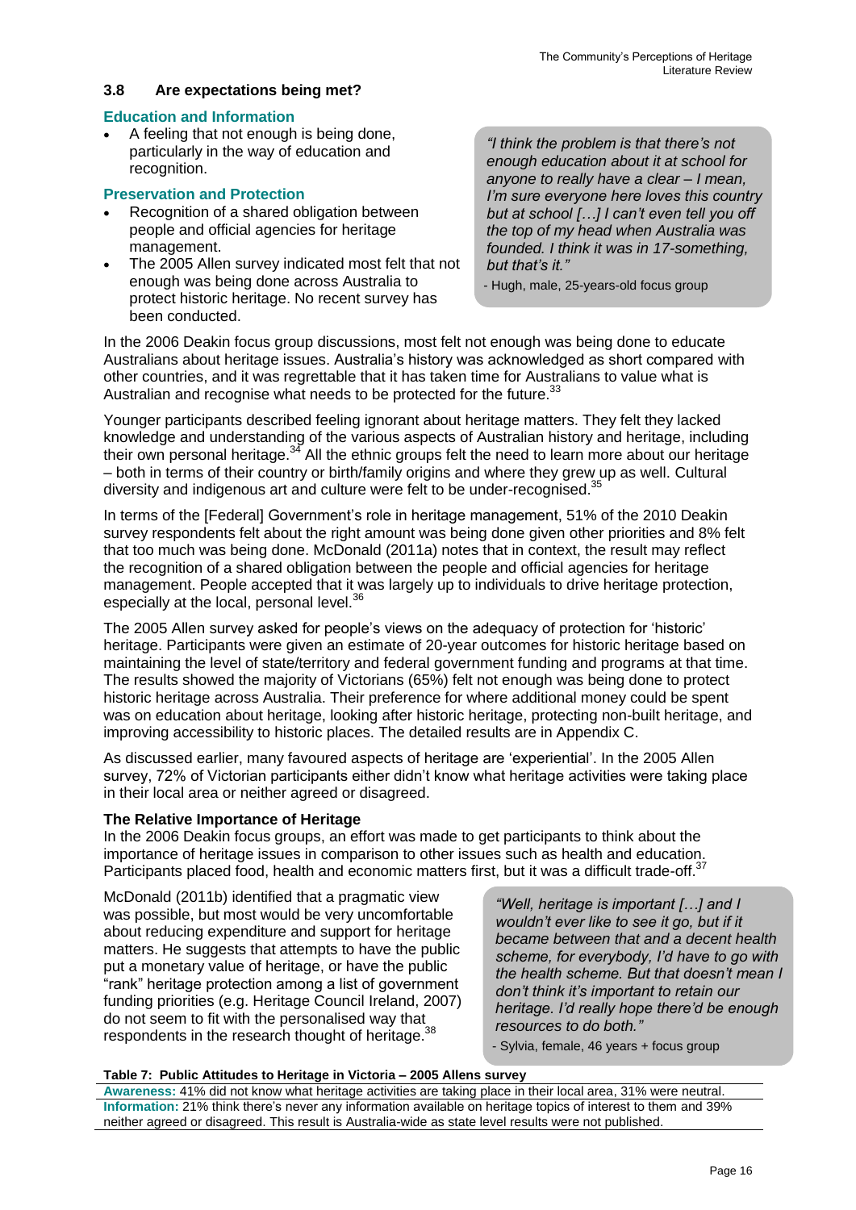### 3.8 Are expectations being met?

**Education and Information**

- A feeling that not enough is being done, particularly in the way of education and recognition.

**Preservation and Protection**

- Recognition of a shared obligation between people and official agencies for heritage management.
- The 2005 Allen survey indicated most felt that not enough was being done across Australia to protect historic heritage. No recent survey has been conducted.

> *"I think the problem is that there's not enough education about it at school for anyone to really have a clear – I mean, I'm sure everyone here loves this country but at school […] I can't even tell you off the top of my head when Australia was founded. I think it was in 17-something, but that's it."*
>
> - Hugh, male, 25-years-old focus group

In the 2006 Deakin focus group discussions, most felt not enough was being done to educate Australians about heritage issues. Australia's history was acknowledged as short compared with other countries, and it was regrettable that it has taken time for Australians to value what is Australian and recognise what needs to be protected for the future.[33]

Younger participants described feeling ignorant about heritage matters. They felt they lacked knowledge and understanding of the various aspects of Australian history and heritage, including their own personal heritage.[34] All the ethnic groups felt the need to learn more about our heritage – both in terms of their country or birth/family origins and where they grew up as well. Cultural diversity and indigenous art and culture were felt to be under-recognised.[35]

In terms of the [Federal] Government's role in heritage management, 51% of the 2010 Deakin survey respondents felt about the right amount was being done given other priorities and 8% felt that too much was being done. McDonald (2011a) notes that in context, the result may reflect the recognition of a shared obligation between the people and official agencies for heritage management. People accepted that it was largely up to individuals to drive heritage protection, especially at the local, personal level.[36]

The 2005 Allen survey asked for people's views on the adequacy of protection for 'historic' heritage. Participants were given an estimate of 20-year outcomes for historic heritage based on maintaining the level of state/territory and federal government funding and programs at that time. The results showed the majority of Victorians (65%) felt not enough was being done to protect historic heritage across Australia. Their preference for where additional money could be spent was on education about heritage, looking after historic heritage, protecting non-built heritage, and improving accessibility to historic places. The detailed results are in Appendix C.

As discussed earlier, many favoured aspects of heritage are 'experiential'. In the 2005 Allen survey, 72% of Victorian participants either didn't know what heritage activities were taking place in their local area or neither agreed or disagreed.

**The Relative Importance of Heritage**

In the 2006 Deakin focus groups, an effort was made to get participants to think about the importance of heritage issues in comparison to other issues such as health and education. Participants placed food, health and economic matters first, but it was a difficult trade-off.[37]

McDonald (2011b) identified that a pragmatic view was possible, but most would be very uncomfortable about reducing expenditure and support for heritage matters. He suggests that attempts to have the public put a monetary value of heritage, or have the public "rank" heritage protection among a list of government funding priorities (e.g. Heritage Council Ireland, 2007) do not seem to fit with the personalised way that respondents in the research thought of heritage.[38]

> *"Well, heritage is important […] and I wouldn't ever like to see it go, but if it became between that and a decent health scheme, for everybody, I'd have to go with the health scheme. But that doesn't mean I don't think it's important to retain our heritage. I'd really hope there'd be enough resources to do both."*
>
> - Sylvia, female, 46 years + focus group

**Table 7: Public Attitudes to Heritage in Victoria – 2005 Allens survey**

| |
|---|
| **Awareness:** 41% did not know what heritage activities are taking place in their local area, 31% were neutral. |
| **Information:** 21% think there's never any information available on heritage topics of interest to them and 39% neither agreed or disagreed. This result is Australia-wide as state level results were not published. |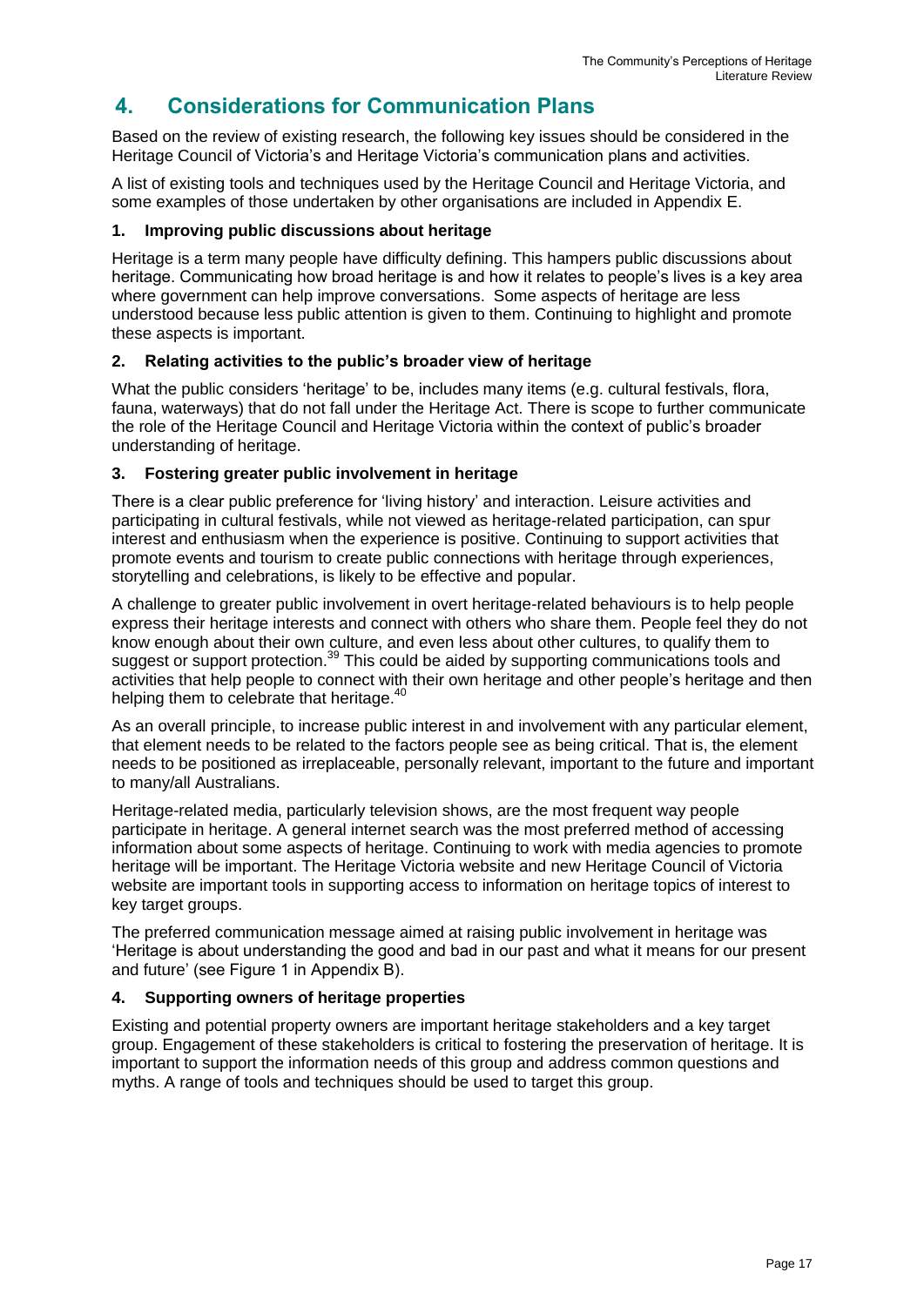# 4. Considerations for Communication Plans

Based on the review of existing research, the following key issues should be considered in the Heritage Council of Victoria's and Heritage Victoria's communication plans and activities.

A list of existing tools and techniques used by the Heritage Council and Heritage Victoria, and some examples of those undertaken by other organisations are included in Appendix E.

### 1. Improving public discussions about heritage

Heritage is a term many people have difficulty defining. This hampers public discussions about heritage. Communicating how broad heritage is and how it relates to people's lives is a key area where government can help improve conversations. Some aspects of heritage are less understood because less public attention is given to them. Continuing to highlight and promote these aspects is important.

### 2. Relating activities to the public's broader view of heritage

What the public considers 'heritage' to be, includes many items (e.g. cultural festivals, flora, fauna, waterways) that do not fall under the Heritage Act. There is scope to further communicate the role of the Heritage Council and Heritage Victoria within the context of public's broader understanding of heritage.

### 3. Fostering greater public involvement in heritage

There is a clear public preference for 'living history' and interaction. Leisure activities and participating in cultural festivals, while not viewed as heritage-related participation, can spur interest and enthusiasm when the experience is positive. Continuing to support activities that promote events and tourism to create public connections with heritage through experiences, storytelling and celebrations, is likely to be effective and popular.

A challenge to greater public involvement in overt heritage-related behaviours is to help people express their heritage interests and connect with others who share them. People feel they do not know enough about their own culture, and even less about other cultures, to qualify them to suggest or support protection.[39] This could be aided by supporting communications tools and activities that help people to connect with their own heritage and other people's heritage and then helping them to celebrate that heritage.[40]

As an overall principle, to increase public interest in and involvement with any particular element, that element needs to be related to the factors people see as being critical. That is, the element needs to be positioned as irreplaceable, personally relevant, important to the future and important to many/all Australians.

Heritage-related media, particularly television shows, are the most frequent way people participate in heritage. A general internet search was the most preferred method of accessing information about some aspects of heritage. Continuing to work with media agencies to promote heritage will be important. The Heritage Victoria website and new Heritage Council of Victoria website are important tools in supporting access to information on heritage topics of interest to key target groups.

The preferred communication message aimed at raising public involvement in heritage was 'Heritage is about understanding the good and bad in our past and what it means for our present and future' (see Figure 1 in Appendix B).

### 4. Supporting owners of heritage properties

Existing and potential property owners are important heritage stakeholders and a key target group. Engagement of these stakeholders is critical to fostering the preservation of heritage. It is important to support the information needs of this group and address common questions and myths. A range of tools and techniques should be used to target this group.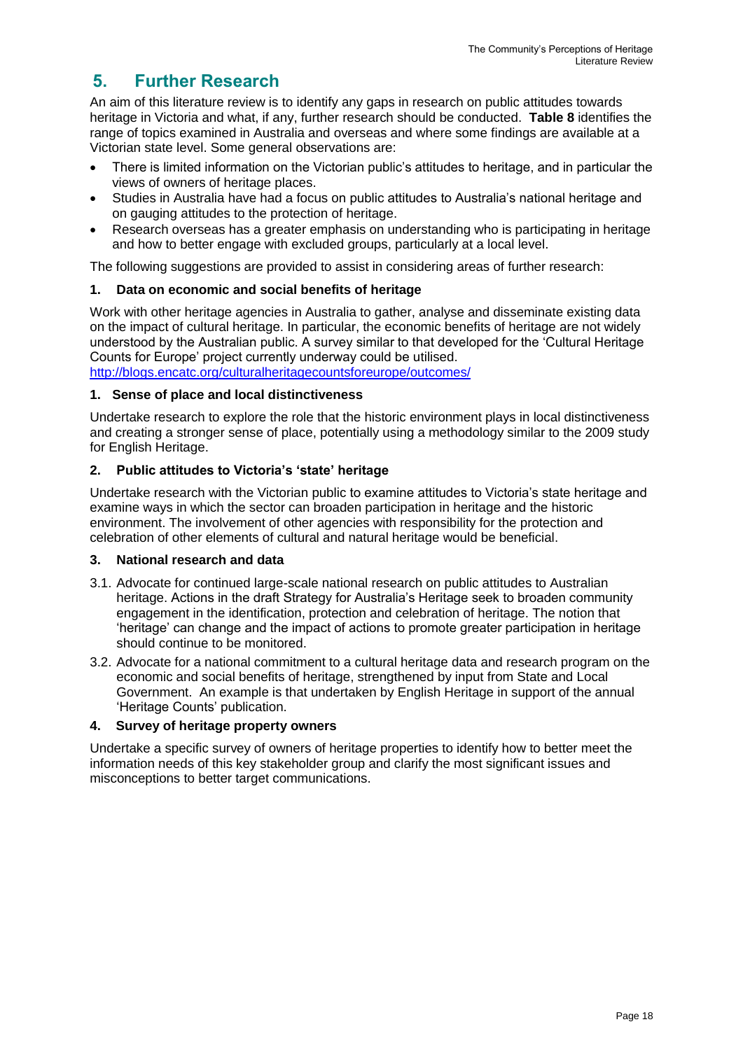## 5. Further Research

An aim of this literature review is to identify any gaps in research on public attitudes towards heritage in Victoria and what, if any, further research should be conducted. **Table 8** identifies the range of topics examined in Australia and overseas and where some findings are available at a Victorian state level. Some general observations are:

- There is limited information on the Victorian public's attitudes to heritage, and in particular the views of owners of heritage places.
- Studies in Australia have had a focus on public attitudes to Australia's national heritage and on gauging attitudes to the protection of heritage.
- Research overseas has a greater emphasis on understanding who is participating in heritage and how to better engage with excluded groups, particularly at a local level.

The following suggestions are provided to assist in considering areas of further research:

**1. Data on economic and social benefits of heritage**

Work with other heritage agencies in Australia to gather, analyse and disseminate existing data on the impact of cultural heritage. In particular, the economic benefits of heritage are not widely understood by the Australian public. A survey similar to that developed for the 'Cultural Heritage Counts for Europe' project currently underway could be utilised. http://blogs.encatc.org/culturalheritagecountsforeurope/outcomes/

**1. Sense of place and local distinctiveness**

Undertake research to explore the role that the historic environment plays in local distinctiveness and creating a stronger sense of place, potentially using a methodology similar to the 2009 study for English Heritage.

**2. Public attitudes to Victoria's 'state' heritage**

Undertake research with the Victorian public to examine attitudes to Victoria's state heritage and examine ways in which the sector can broaden participation in heritage and the historic environment. The involvement of other agencies with responsibility for the protection and celebration of other elements of cultural and natural heritage would be beneficial.

**3. National research and data**

3.1. Advocate for continued large-scale national research on public attitudes to Australian heritage. Actions in the draft Strategy for Australia's Heritage seek to broaden community engagement in the identification, protection and celebration of heritage. The notion that 'heritage' can change and the impact of actions to promote greater participation in heritage should continue to be monitored.

3.2. Advocate for a national commitment to a cultural heritage data and research program on the economic and social benefits of heritage, strengthened by input from State and Local Government. An example is that undertaken by English Heritage in support of the annual 'Heritage Counts' publication.

**4. Survey of heritage property owners**

Undertake a specific survey of owners of heritage properties to identify how to better meet the information needs of this key stakeholder group and clarify the most significant issues and misconceptions to better target communications.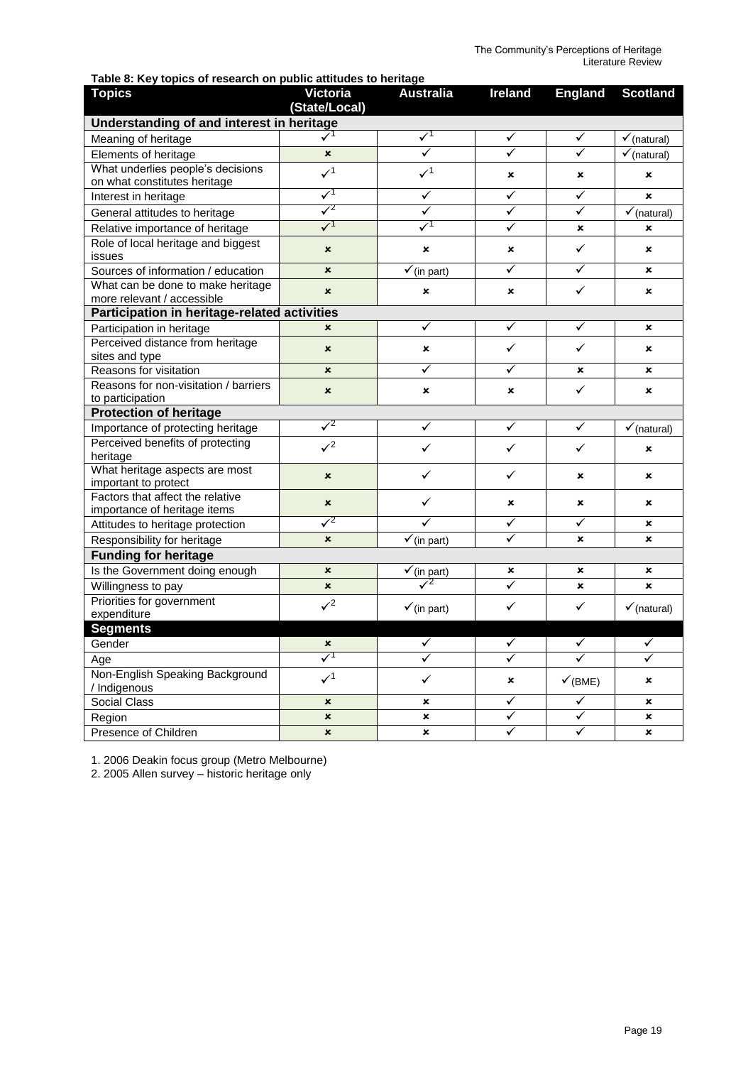**Table 8: Key topics of research on public attitudes to heritage**

| Topics | Victoria (State/Local) | Australia | Ireland | England | Scotland |
|---|---|---|---|---|---|
| **Understanding of and interest in heritage** | | | | | |
| Meaning of heritage | ✓[1] | ✓[1] | ✓ | ✓ | ✓(natural) |
| Elements of heritage | ✗ | ✓ | ✓ | ✓ | ✓(natural) |
| What underlies people's decisions on what constitutes heritage | ✓[1] | ✓[1] | ✗ | ✗ | ✗ |
| Interest in heritage | ✓[1] | ✓ | ✓ | ✓ | ✗ |
| General attitudes to heritage | ✓[2] | ✓ | ✓ | ✓ | ✓(natural) |
| Relative importance of heritage | ✓[1] | ✓[1] | ✓ | ✗ | ✗ |
| Role of local heritage and biggest issues | ✗ | ✗ | ✗ | ✓ | ✗ |
| Sources of information / education | ✗ | ✓(in part) | ✓ | ✓ | ✗ |
| What can be done to make heritage more relevant / accessible | ✗ | ✗ | ✗ | ✓ | ✗ |
| **Participation in heritage-related activities** | | | | | |
| Participation in heritage | ✗ | ✓ | ✓ | ✓ | ✗ |
| Perceived distance from heritage sites and type | ✗ | ✗ | ✓ | ✓ | ✗ |
| Reasons for visitation | ✗ | ✓ | ✓ | ✗ | ✗ |
| Reasons for non-visitation / barriers to participation | ✗ | ✗ | ✗ | ✓ | ✗ |
| **Protection of heritage** | | | | | |
| Importance of protecting heritage | ✓[2] | ✓ | ✓ | ✓ | ✓(natural) |
| Perceived benefits of protecting heritage | ✓[2] | ✓ | ✓ | ✓ | ✗ |
| What heritage aspects are most important to protect | ✗ | ✓ | ✓ | ✗ | ✗ |
| Factors that affect the relative importance of heritage items | ✗ | ✓ | ✗ | ✗ | ✗ |
| Attitudes to heritage protection | ✓[2] | ✓ | ✓ | ✓ | ✗ |
| Responsibility for heritage | ✗ | ✓(in part) | ✓ | ✗ | ✗ |
| **Funding for heritage** | | | | | |
| Is the Government doing enough | ✗ | ✓(in part) | ✗ | ✗ | ✗ |
| Willingness to pay | ✗ | ✓[2] | ✓ | ✗ | ✗ |
| Priorities for government expenditure | ✓[2] | ✓(in part) | ✓ | ✓ | ✓(natural) |
| **Segments** | | | | | |
| Gender | ✗ | ✓ | ✓ | ✓ | ✓ |
| Age | ✓[1] | ✓ | ✓ | ✓ | ✓ |
| Non-English Speaking Background / Indigenous | ✓[1] | ✓ | ✗ | ✓(BME) | ✗ |
| Social Class | ✗ | ✗ | ✓ | ✓ | ✗ |
| Region | ✗ | ✗ | ✓ | ✓ | ✗ |
| Presence of Children | ✗ | ✗ | ✓ | ✓ | ✗ |

1. 2006 Deakin focus group (Metro Melbourne)
2. 2005 Allen survey – historic heritage only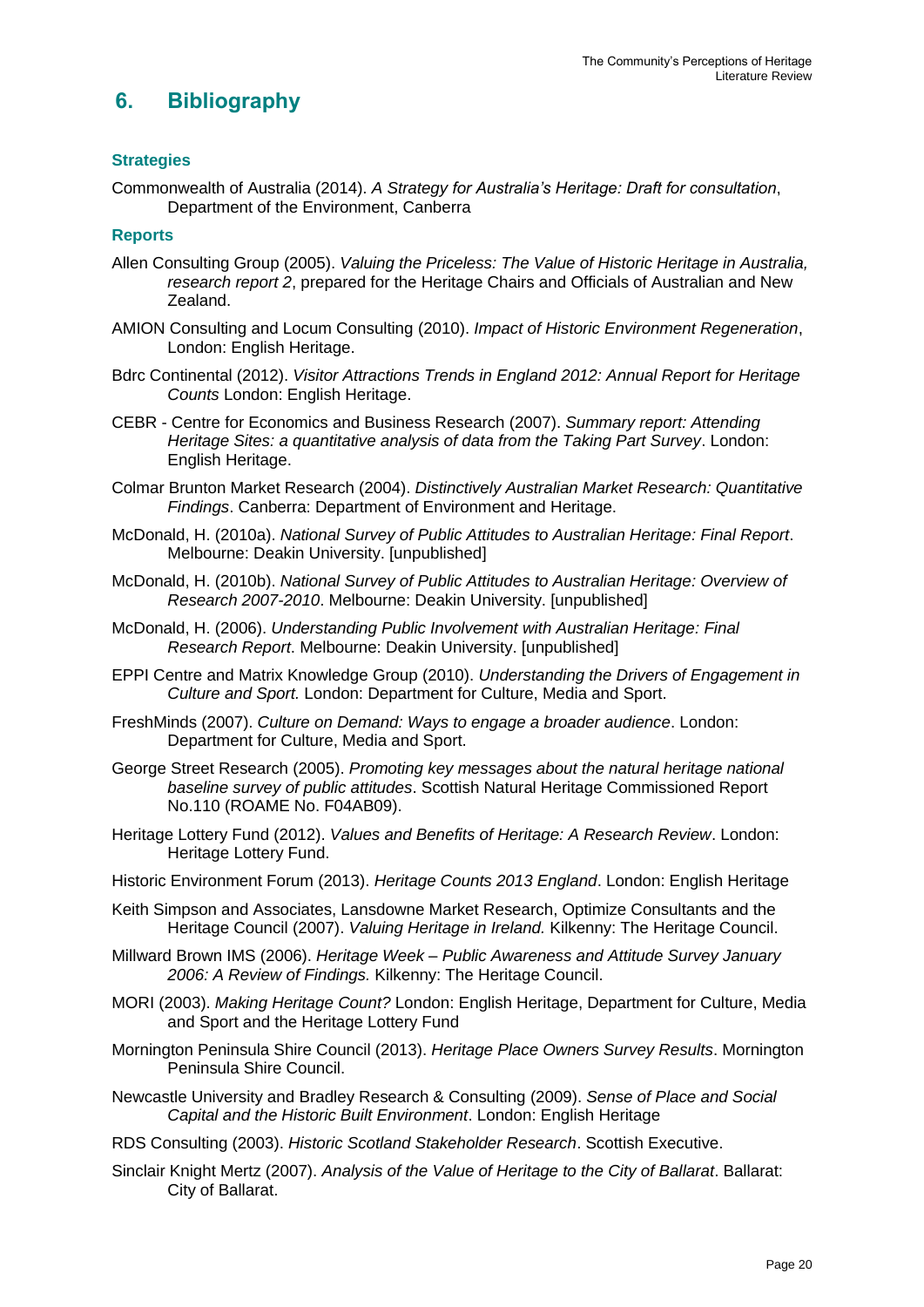## 6. Bibliography

### Strategies

Commonwealth of Australia (2014). *A Strategy for Australia's Heritage: Draft for consultation*, Department of the Environment, Canberra

### Reports

Allen Consulting Group (2005). *Valuing the Priceless: The Value of Historic Heritage in Australia, research report 2*, prepared for the Heritage Chairs and Officials of Australian and New Zealand.

AMION Consulting and Locum Consulting (2010). *Impact of Historic Environment Regeneration*, London: English Heritage.

Bdrc Continental (2012). *Visitor Attractions Trends in England 2012: Annual Report for Heritage Counts* London: English Heritage.

CEBR - Centre for Economics and Business Research (2007). *Summary report: Attending Heritage Sites: a quantitative analysis of data from the Taking Part Survey*. London: English Heritage.

Colmar Brunton Market Research (2004). *Distinctively Australian Market Research: Quantitative Findings*. Canberra: Department of Environment and Heritage.

McDonald, H. (2010a). *National Survey of Public Attitudes to Australian Heritage: Final Report*. Melbourne: Deakin University. [unpublished]

McDonald, H. (2010b). *National Survey of Public Attitudes to Australian Heritage: Overview of Research 2007-2010*. Melbourne: Deakin University. [unpublished]

McDonald, H. (2006). *Understanding Public Involvement with Australian Heritage: Final Research Report*. Melbourne: Deakin University. [unpublished]

EPPI Centre and Matrix Knowledge Group (2010). *Understanding the Drivers of Engagement in Culture and Sport.* London: Department for Culture, Media and Sport.

FreshMinds (2007). *Culture on Demand: Ways to engage a broader audience*. London: Department for Culture, Media and Sport.

George Street Research (2005). *Promoting key messages about the natural heritage national baseline survey of public attitudes*. Scottish Natural Heritage Commissioned Report No.110 (ROAME No. F04AB09).

Heritage Lottery Fund (2012). *Values and Benefits of Heritage: A Research Review*. London: Heritage Lottery Fund.

Historic Environment Forum (2013). *Heritage Counts 2013 England*. London: English Heritage

Keith Simpson and Associates, Lansdowne Market Research, Optimize Consultants and the Heritage Council (2007). *Valuing Heritage in Ireland.* Kilkenny: The Heritage Council.

Millward Brown IMS (2006). *Heritage Week – Public Awareness and Attitude Survey January 2006: A Review of Findings.* Kilkenny: The Heritage Council.

MORI (2003). *Making Heritage Count?* London: English Heritage, Department for Culture, Media and Sport and the Heritage Lottery Fund

Mornington Peninsula Shire Council (2013). *Heritage Place Owners Survey Results*. Mornington Peninsula Shire Council.

Newcastle University and Bradley Research & Consulting (2009). *Sense of Place and Social Capital and the Historic Built Environment*. London: English Heritage

RDS Consulting (2003). *Historic Scotland Stakeholder Research*. Scottish Executive.

Sinclair Knight Mertz (2007). *Analysis of the Value of Heritage to the City of Ballarat*. Ballarat: City of Ballarat.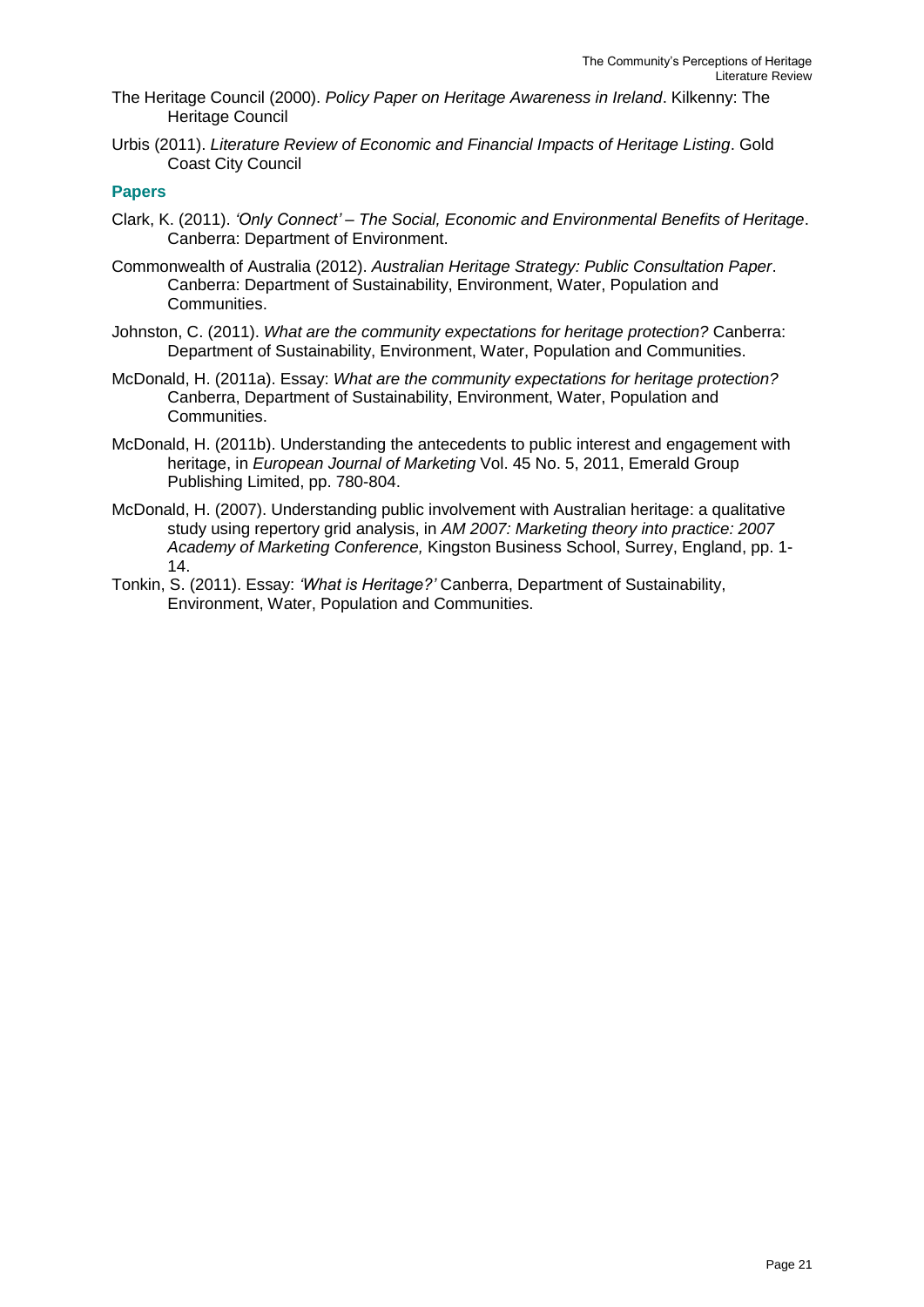The Heritage Council (2000). *Policy Paper on Heritage Awareness in Ireland*. Kilkenny: The Heritage Council

Urbis (2011). *Literature Review of Economic and Financial Impacts of Heritage Listing*. Gold Coast City Council

### Papers

Clark, K. (2011). *'Only Connect' – The Social, Economic and Environmental Benefits of Heritage*. Canberra: Department of Environment.

Commonwealth of Australia (2012). *Australian Heritage Strategy: Public Consultation Paper*. Canberra: Department of Sustainability, Environment, Water, Population and Communities.

Johnston, C. (2011). *What are the community expectations for heritage protection?* Canberra: Department of Sustainability, Environment, Water, Population and Communities.

McDonald, H. (2011a). Essay: *What are the community expectations for heritage protection?* Canberra, Department of Sustainability, Environment, Water, Population and Communities.

McDonald, H. (2011b). Understanding the antecedents to public interest and engagement with heritage, in *European Journal of Marketing* Vol. 45 No. 5, 2011, Emerald Group Publishing Limited, pp. 780-804.

McDonald, H. (2007). Understanding public involvement with Australian heritage: a qualitative study using repertory grid analysis, in *AM 2007: Marketing theory into practice: 2007 Academy of Marketing Conference,* Kingston Business School, Surrey, England, pp. 1-14.

Tonkin, S. (2011). Essay: *'What is Heritage?'* Canberra, Department of Sustainability, Environment, Water, Population and Communities.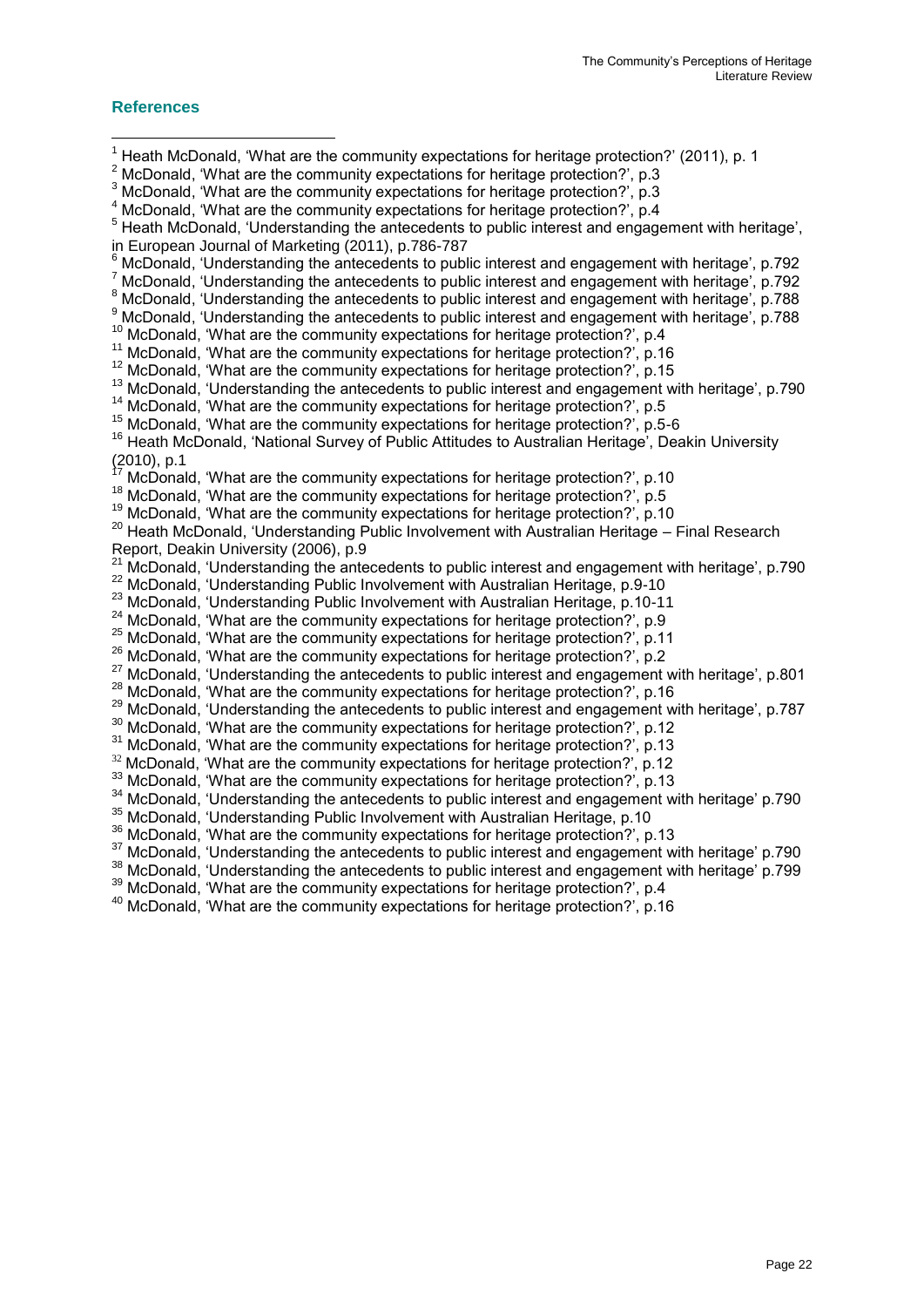## References

[1] Heath McDonald, 'What are the community expectations for heritage protection?' (2011), p. 1
[2] McDonald, 'What are the community expectations for heritage protection?', p.3
[3] McDonald, 'What are the community expectations for heritage protection?', p.3
[4] McDonald, 'What are the community expectations for heritage protection?', p.4
[5] Heath McDonald, 'Understanding the antecedents to public interest and engagement with heritage', in European Journal of Marketing (2011), p.786-787
[6] McDonald, 'Understanding the antecedents to public interest and engagement with heritage', p.792
[7] McDonald, 'Understanding the antecedents to public interest and engagement with heritage', p.792
[8] McDonald, 'Understanding the antecedents to public interest and engagement with heritage', p.788
[9] McDonald, 'Understanding the antecedents to public interest and engagement with heritage', p.788
[10] McDonald, 'What are the community expectations for heritage protection?', p.4
[11] McDonald, 'What are the community expectations for heritage protection?', p.16
[12] McDonald, 'What are the community expectations for heritage protection?', p.15
[13] McDonald, 'Understanding the antecedents to public interest and engagement with heritage', p.790
[14] McDonald, 'What are the community expectations for heritage protection?', p.5
[15] McDonald, 'What are the community expectations for heritage protection?', p.5-6
[16] Heath McDonald, 'National Survey of Public Attitudes to Australian Heritage', Deakin University (2010), p.1
[17] McDonald, 'What are the community expectations for heritage protection?', p.10
[18] McDonald, 'What are the community expectations for heritage protection?', p.5
[19] McDonald, 'What are the community expectations for heritage protection?', p.10
[20] Heath McDonald, 'Understanding Public Involvement with Australian Heritage – Final Research Report, Deakin University (2006), p.9
[21] McDonald, 'Understanding the antecedents to public interest and engagement with heritage', p.790
[22] McDonald, 'Understanding Public Involvement with Australian Heritage, p.9-10
[23] McDonald, 'Understanding Public Involvement with Australian Heritage, p.10-11
[24] McDonald, 'What are the community expectations for heritage protection?', p.9
[25] McDonald, 'What are the community expectations for heritage protection?', p.11
[26] McDonald, 'What are the community expectations for heritage protection?', p.2
[27] McDonald, 'Understanding the antecedents to public interest and engagement with heritage', p.801
[28] McDonald, 'What are the community expectations for heritage protection?', p.16
[29] McDonald, 'Understanding the antecedents to public interest and engagement with heritage', p.787
[30] McDonald, 'What are the community expectations for heritage protection?', p.12
[31] McDonald, 'What are the community expectations for heritage protection?', p.13
[32] McDonald, 'What are the community expectations for heritage protection?', p.12
[33] McDonald, 'What are the community expectations for heritage protection?', p.13
[34] McDonald, 'Understanding the antecedents to public interest and engagement with heritage' p.790
[35] McDonald, 'Understanding Public Involvement with Australian Heritage, p.10
[36] McDonald, 'What are the community expectations for heritage protection?', p.13
[37] McDonald, 'Understanding the antecedents to public interest and engagement with heritage' p.790
[38] McDonald, 'Understanding the antecedents to public interest and engagement with heritage' p.799
[39] McDonald, 'What are the community expectations for heritage protection?', p.4
[40] McDonald, 'What are the community expectations for heritage protection?', p.16